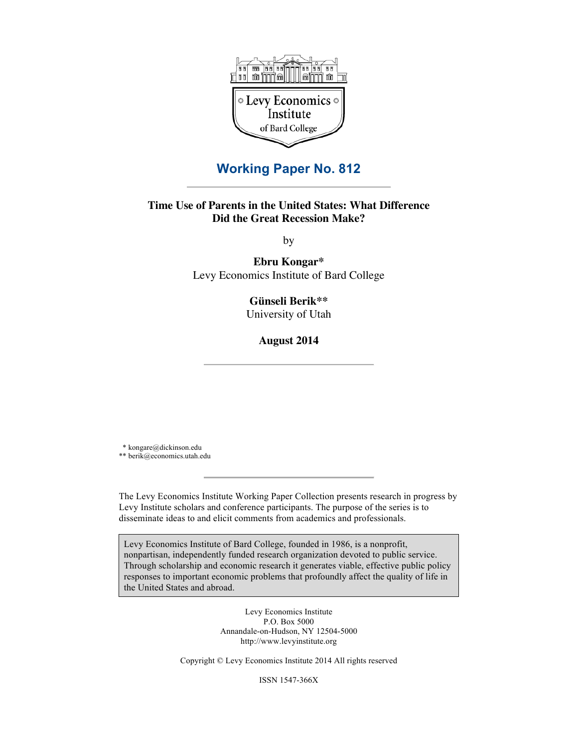Levy Economics Institute of Bard College

## Working Paper No. 812

# Time Use of Parents in the United States: What Difference Did the Great Recession Make?

by

**Ebru Kongar***
Levy Economics Institute of Bard College

**Günseli Berik****
University of Utah

**August 2014**

\* kongare@dickinson.edu
\*\* berik@economics.utah.edu

The Levy Economics Institute Working Paper Collection presents research in progress by Levy Institute scholars and conference participants. The purpose of the series is to disseminate ideas to and elicit comments from academics and professionals.

Levy Economics Institute of Bard College, founded in 1986, is a nonprofit, nonpartisan, independently funded research organization devoted to public service. Through scholarship and economic research it generates viable, effective public policy responses to important economic problems that profoundly affect the quality of life in the United States and abroad.

Levy Economics Institute
P.O. Box 5000
Annandale-on-Hudson, NY 12504-5000
http://www.levyinstitute.org

Copyright © Levy Economics Institute 2014 All rights reserved

ISSN 1547-366X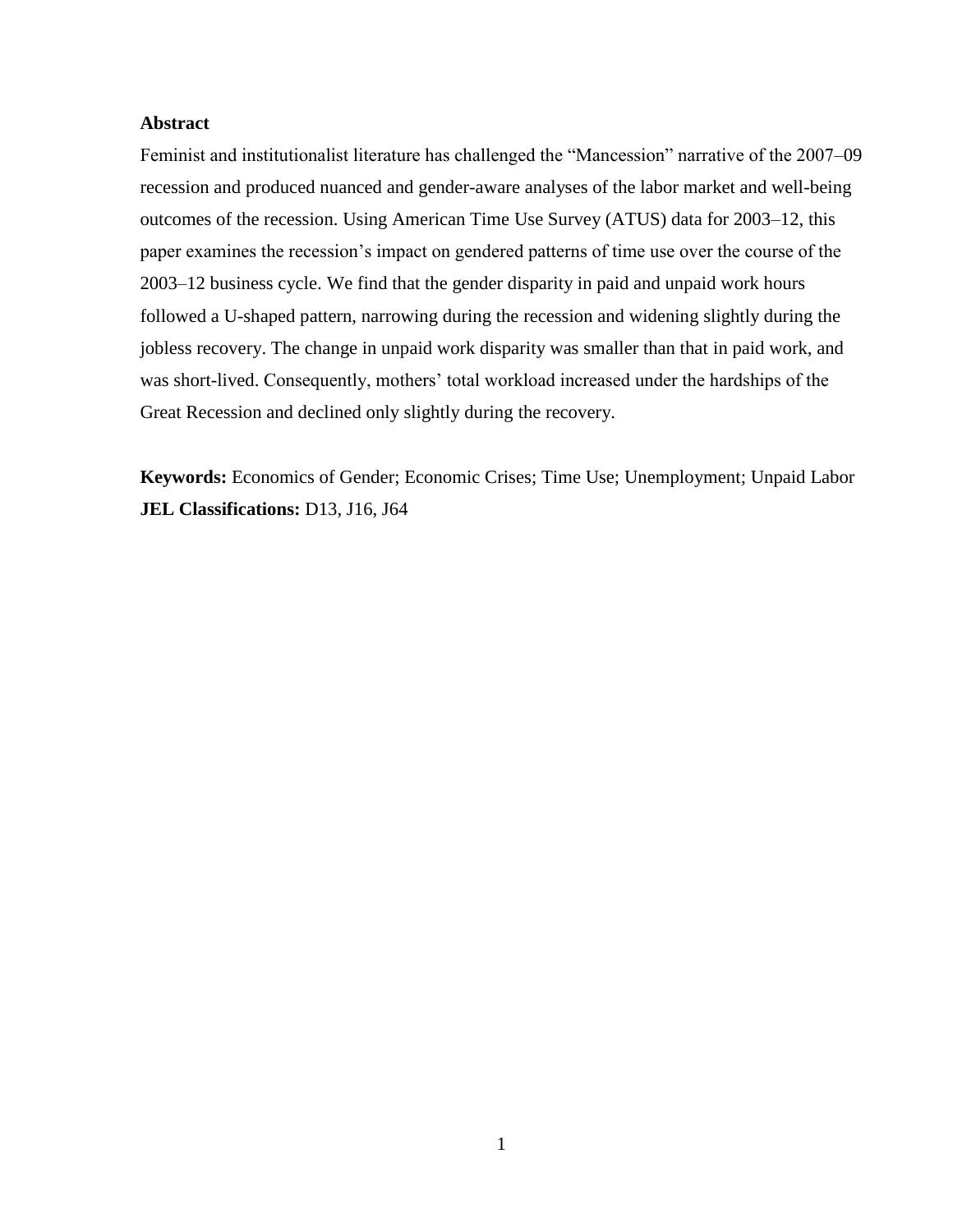## Abstract

Feminist and institutionalist literature has challenged the "Mancession" narrative of the 2007–09 recession and produced nuanced and gender-aware analyses of the labor market and well-being outcomes of the recession. Using American Time Use Survey (ATUS) data for 2003–12, this paper examines the recession's impact on gendered patterns of time use over the course of the 2003–12 business cycle. We find that the gender disparity in paid and unpaid work hours followed a U-shaped pattern, narrowing during the recession and widening slightly during the jobless recovery. The change in unpaid work disparity was smaller than that in paid work, and was short-lived. Consequently, mothers' total workload increased under the hardships of the Great Recession and declined only slightly during the recovery.

**Keywords:** Economics of Gender; Economic Crises; Time Use; Unemployment; Unpaid Labor
**JEL Classifications:** D13, J16, J64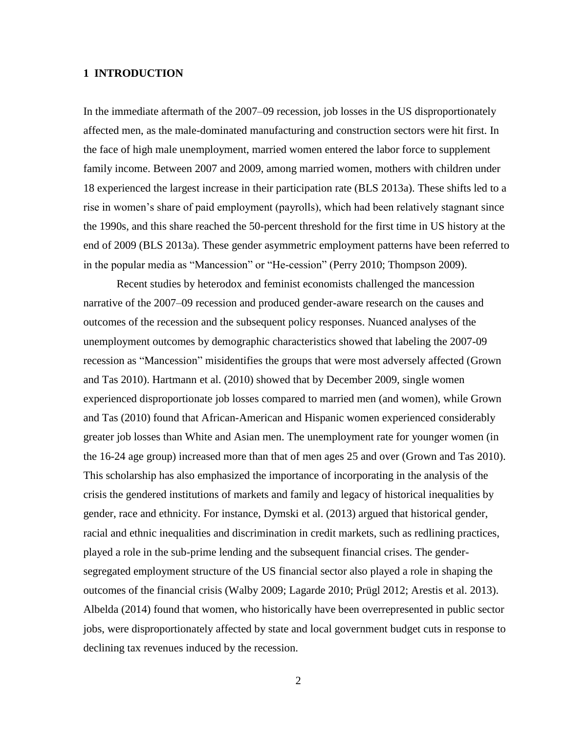# 1 INTRODUCTION

In the immediate aftermath of the 2007–09 recession, job losses in the US disproportionately affected men, as the male-dominated manufacturing and construction sectors were hit first. In the face of high male unemployment, married women entered the labor force to supplement family income. Between 2007 and 2009, among married women, mothers with children under 18 experienced the largest increase in their participation rate (BLS 2013a). These shifts led to a rise in women's share of paid employment (payrolls), which had been relatively stagnant since the 1990s, and this share reached the 50-percent threshold for the first time in US history at the end of 2009 (BLS 2013a). These gender asymmetric employment patterns have been referred to in the popular media as "Mancession" or "He-cession" (Perry 2010; Thompson 2009).

Recent studies by heterodox and feminist economists challenged the mancession narrative of the 2007–09 recession and produced gender-aware research on the causes and outcomes of the recession and the subsequent policy responses. Nuanced analyses of the unemployment outcomes by demographic characteristics showed that labeling the 2007-09 recession as "Mancession" misidentifies the groups that were most adversely affected (Grown and Tas 2010). Hartmann et al. (2010) showed that by December 2009, single women experienced disproportionate job losses compared to married men (and women), while Grown and Tas (2010) found that African-American and Hispanic women experienced considerably greater job losses than White and Asian men. The unemployment rate for younger women (in the 16-24 age group) increased more than that of men ages 25 and over (Grown and Tas 2010). This scholarship has also emphasized the importance of incorporating in the analysis of the crisis the gendered institutions of markets and family and legacy of historical inequalities by gender, race and ethnicity. For instance, Dymski et al. (2013) argued that historical gender, racial and ethnic inequalities and discrimination in credit markets, such as redlining practices, played a role in the sub-prime lending and the subsequent financial crises. The gender-segregated employment structure of the US financial sector also played a role in shaping the outcomes of the financial crisis (Walby 2009; Lagarde 2010; Prügl 2012; Arestis et al. 2013). Albelda (2014) found that women, who historically have been overrepresented in public sector jobs, were disproportionately affected by state and local government budget cuts in response to declining tax revenues induced by the recession.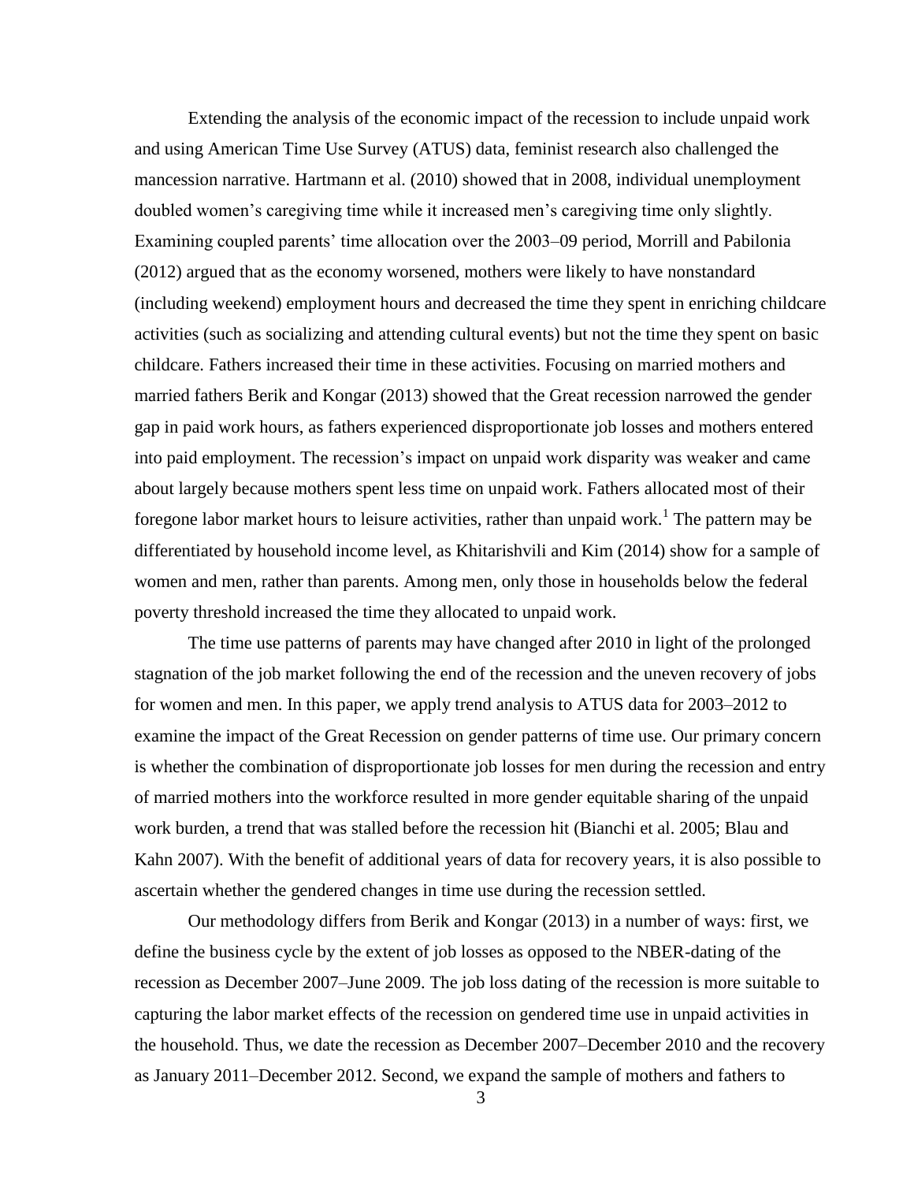Extending the analysis of the economic impact of the recession to include unpaid work and using American Time Use Survey (ATUS) data, feminist research also challenged the mancession narrative. Hartmann et al. (2010) showed that in 2008, individual unemployment doubled women's caregiving time while it increased men's caregiving time only slightly. Examining coupled parents' time allocation over the 2003–09 period, Morrill and Pabilonia (2012) argued that as the economy worsened, mothers were likely to have nonstandard (including weekend) employment hours and decreased the time they spent in enriching childcare activities (such as socializing and attending cultural events) but not the time they spent on basic childcare. Fathers increased their time in these activities. Focusing on married mothers and married fathers Berik and Kongar (2013) showed that the Great recession narrowed the gender gap in paid work hours, as fathers experienced disproportionate job losses and mothers entered into paid employment. The recession's impact on unpaid work disparity was weaker and came about largely because mothers spent less time on unpaid work. Fathers allocated most of their foregone labor market hours to leisure activities, rather than unpaid work.[1] The pattern may be differentiated by household income level, as Khitarishvili and Kim (2014) show for a sample of women and men, rather than parents. Among men, only those in households below the federal poverty threshold increased the time they allocated to unpaid work.

The time use patterns of parents may have changed after 2010 in light of the prolonged stagnation of the job market following the end of the recession and the uneven recovery of jobs for women and men. In this paper, we apply trend analysis to ATUS data for 2003–2012 to examine the impact of the Great Recession on gender patterns of time use. Our primary concern is whether the combination of disproportionate job losses for men during the recession and entry of married mothers into the workforce resulted in more gender equitable sharing of the unpaid work burden, a trend that was stalled before the recession hit (Bianchi et al. 2005; Blau and Kahn 2007). With the benefit of additional years of data for recovery years, it is also possible to ascertain whether the gendered changes in time use during the recession settled.

Our methodology differs from Berik and Kongar (2013) in a number of ways: first, we define the business cycle by the extent of job losses as opposed to the NBER-dating of the recession as December 2007–June 2009. The job loss dating of the recession is more suitable to capturing the labor market effects of the recession on gendered time use in unpaid activities in the household. Thus, we date the recession as December 2007–December 2010 and the recovery as January 2011–December 2012. Second, we expand the sample of mothers and fathers to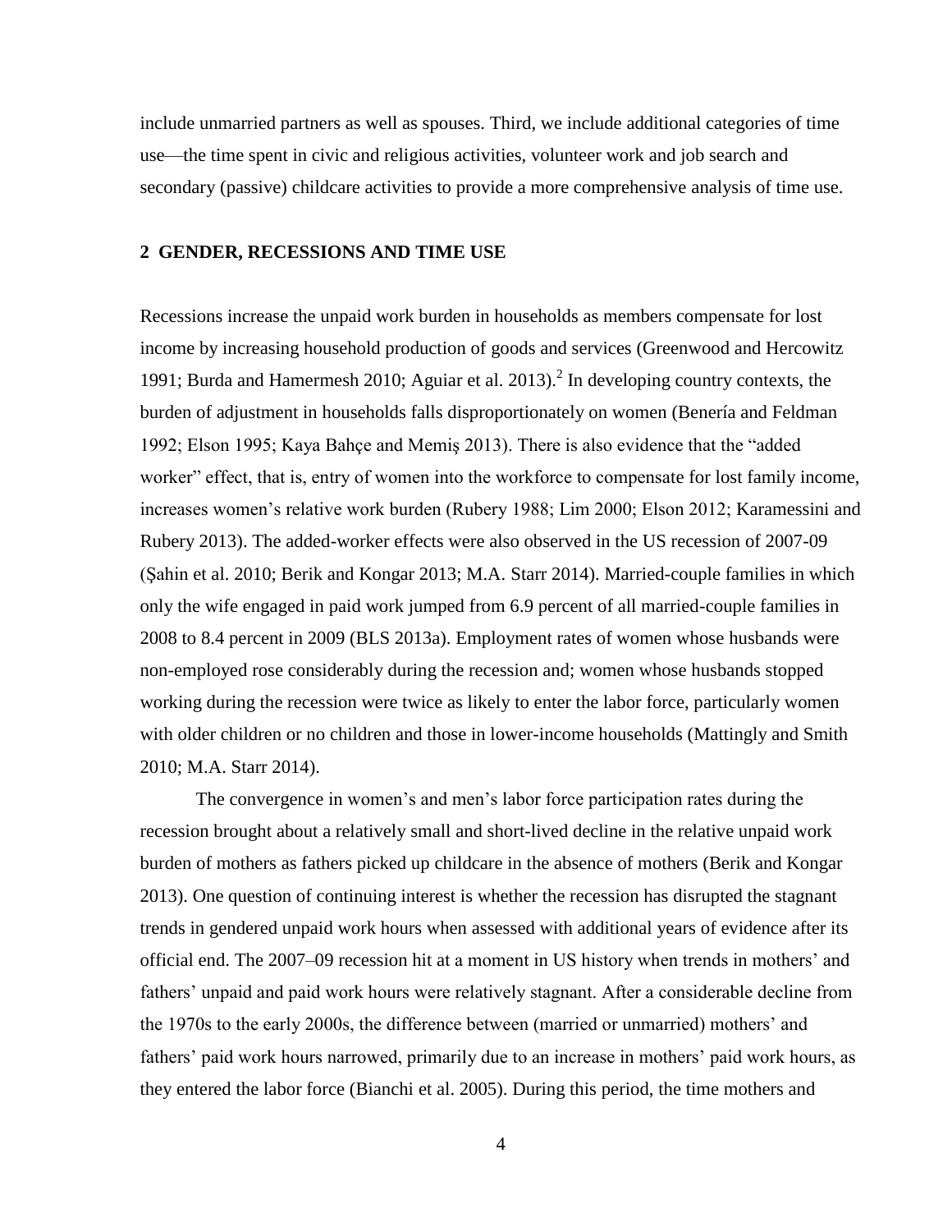include unmarried partners as well as spouses. Third, we include additional categories of time use—the time spent in civic and religious activities, volunteer work and job search and secondary (passive) childcare activities to provide a more comprehensive analysis of time use.

## 2 GENDER, RECESSIONS AND TIME USE

Recessions increase the unpaid work burden in households as members compensate for lost income by increasing household production of goods and services (Greenwood and Hercowitz 1991; Burda and Hamermesh 2010; Aguiar et al. 2013).[2] In developing country contexts, the burden of adjustment in households falls disproportionately on women (Benería and Feldman 1992; Elson 1995; Kaya Bahçe and Memiş 2013). There is also evidence that the "added worker" effect, that is, entry of women into the workforce to compensate for lost family income, increases women's relative work burden (Rubery 1988; Lim 2000; Elson 2012; Karamessini and Rubery 2013). The added-worker effects were also observed in the US recession of 2007-09 (Şahin et al. 2010; Berik and Kongar 2013; M.A. Starr 2014). Married-couple families in which only the wife engaged in paid work jumped from 6.9 percent of all married-couple families in 2008 to 8.4 percent in 2009 (BLS 2013a). Employment rates of women whose husbands were non-employed rose considerably during the recession and; women whose husbands stopped working during the recession were twice as likely to enter the labor force, particularly women with older children or no children and those in lower-income households (Mattingly and Smith 2010; M.A. Starr 2014).

The convergence in women's and men's labor force participation rates during the recession brought about a relatively small and short-lived decline in the relative unpaid work burden of mothers as fathers picked up childcare in the absence of mothers (Berik and Kongar 2013). One question of continuing interest is whether the recession has disrupted the stagnant trends in gendered unpaid work hours when assessed with additional years of evidence after its official end. The 2007–09 recession hit at a moment in US history when trends in mothers' and fathers' unpaid and paid work hours were relatively stagnant. After a considerable decline from the 1970s to the early 2000s, the difference between (married or unmarried) mothers' and fathers' paid work hours narrowed, primarily due to an increase in mothers' paid work hours, as they entered the labor force (Bianchi et al. 2005). During this period, the time mothers and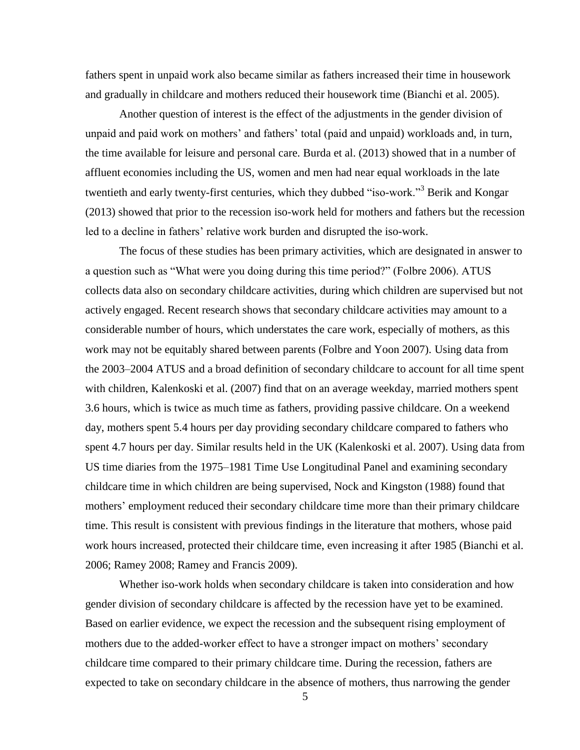fathers spent in unpaid work also became similar as fathers increased their time in housework and gradually in childcare and mothers reduced their housework time (Bianchi et al. 2005).

Another question of interest is the effect of the adjustments in the gender division of unpaid and paid work on mothers' and fathers' total (paid and unpaid) workloads and, in turn, the time available for leisure and personal care. Burda et al. (2013) showed that in a number of affluent economies including the US, women and men had near equal workloads in the late twentieth and early twenty-first centuries, which they dubbed "iso-work."[3] Berik and Kongar (2013) showed that prior to the recession iso-work held for mothers and fathers but the recession led to a decline in fathers' relative work burden and disrupted the iso-work.

The focus of these studies has been primary activities, which are designated in answer to a question such as "What were you doing during this time period?" (Folbre 2006). ATUS collects data also on secondary childcare activities, during which children are supervised but not actively engaged. Recent research shows that secondary childcare activities may amount to a considerable number of hours, which understates the care work, especially of mothers, as this work may not be equitably shared between parents (Folbre and Yoon 2007). Using data from the 2003–2004 ATUS and a broad definition of secondary childcare to account for all time spent with children, Kalenkoski et al. (2007) find that on an average weekday, married mothers spent 3.6 hours, which is twice as much time as fathers, providing passive childcare. On a weekend day, mothers spent 5.4 hours per day providing secondary childcare compared to fathers who spent 4.7 hours per day. Similar results held in the UK (Kalenkoski et al. 2007). Using data from US time diaries from the 1975–1981 Time Use Longitudinal Panel and examining secondary childcare time in which children are being supervised, Nock and Kingston (1988) found that mothers' employment reduced their secondary childcare time more than their primary childcare time. This result is consistent with previous findings in the literature that mothers, whose paid work hours increased, protected their childcare time, even increasing it after 1985 (Bianchi et al. 2006; Ramey 2008; Ramey and Francis 2009).

Whether iso-work holds when secondary childcare is taken into consideration and how gender division of secondary childcare is affected by the recession have yet to be examined. Based on earlier evidence, we expect the recession and the subsequent rising employment of mothers due to the added-worker effect to have a stronger impact on mothers' secondary childcare time compared to their primary childcare time. During the recession, fathers are expected to take on secondary childcare in the absence of mothers, thus narrowing the gender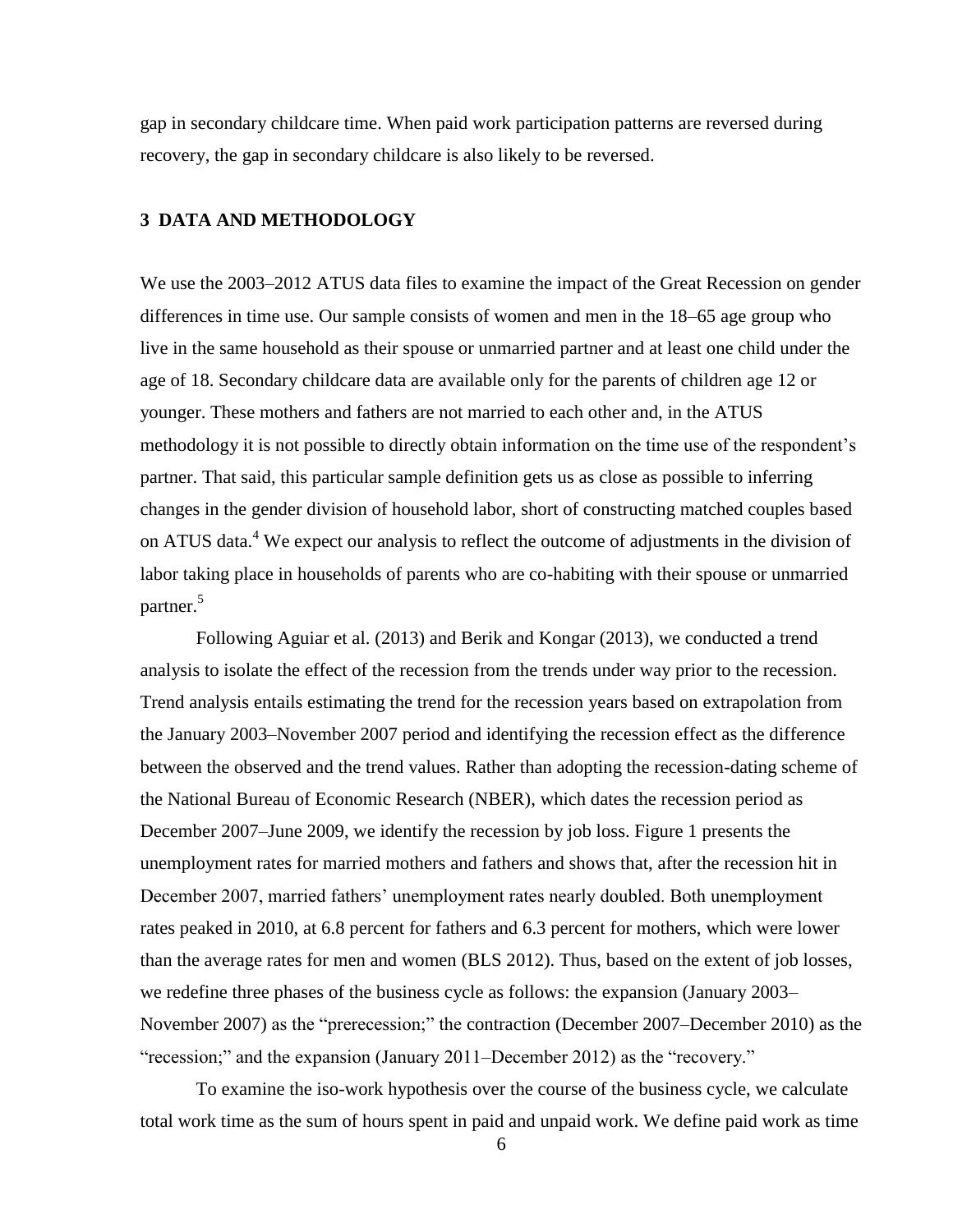gap in secondary childcare time. When paid work participation patterns are reversed during recovery, the gap in secondary childcare is also likely to be reversed.

## 3 DATA AND METHODOLOGY

We use the 2003–2012 ATUS data files to examine the impact of the Great Recession on gender differences in time use. Our sample consists of women and men in the 18–65 age group who live in the same household as their spouse or unmarried partner and at least one child under the age of 18. Secondary childcare data are available only for the parents of children age 12 or younger. These mothers and fathers are not married to each other and, in the ATUS methodology it is not possible to directly obtain information on the time use of the respondent's partner. That said, this particular sample definition gets us as close as possible to inferring changes in the gender division of household labor, short of constructing matched couples based on ATUS data.[4] We expect our analysis to reflect the outcome of adjustments in the division of labor taking place in households of parents who are co-habiting with their spouse or unmarried partner.[5]

Following Aguiar et al. (2013) and Berik and Kongar (2013), we conducted a trend analysis to isolate the effect of the recession from the trends under way prior to the recession. Trend analysis entails estimating the trend for the recession years based on extrapolation from the January 2003–November 2007 period and identifying the recession effect as the difference between the observed and the trend values. Rather than adopting the recession-dating scheme of the National Bureau of Economic Research (NBER), which dates the recession period as December 2007–June 2009, we identify the recession by job loss. Figure 1 presents the unemployment rates for married mothers and fathers and shows that, after the recession hit in December 2007, married fathers' unemployment rates nearly doubled. Both unemployment rates peaked in 2010, at 6.8 percent for fathers and 6.3 percent for mothers, which were lower than the average rates for men and women (BLS 2012). Thus, based on the extent of job losses, we redefine three phases of the business cycle as follows: the expansion (January 2003–November 2007) as the "prerecession;" the contraction (December 2007–December 2010) as the "recession;" and the expansion (January 2011–December 2012) as the "recovery."

To examine the iso-work hypothesis over the course of the business cycle, we calculate total work time as the sum of hours spent in paid and unpaid work. We define paid work as time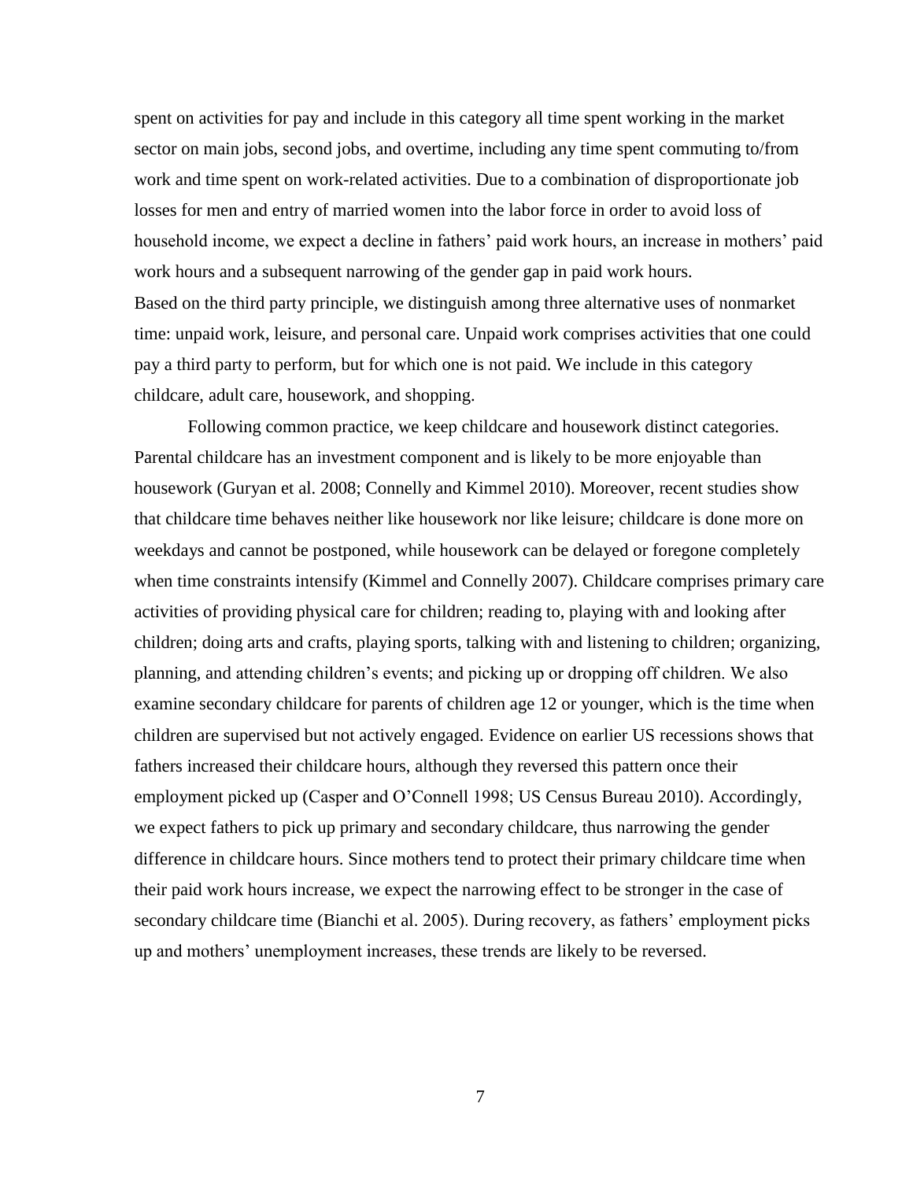spent on activities for pay and include in this category all time spent working in the market sector on main jobs, second jobs, and overtime, including any time spent commuting to/from work and time spent on work-related activities. Due to a combination of disproportionate job losses for men and entry of married women into the labor force in order to avoid loss of household income, we expect a decline in fathers' paid work hours, an increase in mothers' paid work hours and a subsequent narrowing of the gender gap in paid work hours.

Based on the third party principle, we distinguish among three alternative uses of nonmarket time: unpaid work, leisure, and personal care. Unpaid work comprises activities that one could pay a third party to perform, but for which one is not paid. We include in this category childcare, adult care, housework, and shopping.

Following common practice, we keep childcare and housework distinct categories. Parental childcare has an investment component and is likely to be more enjoyable than housework (Guryan et al. 2008; Connelly and Kimmel 2010). Moreover, recent studies show that childcare time behaves neither like housework nor like leisure; childcare is done more on weekdays and cannot be postponed, while housework can be delayed or foregone completely when time constraints intensify (Kimmel and Connelly 2007). Childcare comprises primary care activities of providing physical care for children; reading to, playing with and looking after children; doing arts and crafts, playing sports, talking with and listening to children; organizing, planning, and attending children's events; and picking up or dropping off children. We also examine secondary childcare for parents of children age 12 or younger, which is the time when children are supervised but not actively engaged. Evidence on earlier US recessions shows that fathers increased their childcare hours, although they reversed this pattern once their employment picked up (Casper and O'Connell 1998; US Census Bureau 2010). Accordingly, we expect fathers to pick up primary and secondary childcare, thus narrowing the gender difference in childcare hours. Since mothers tend to protect their primary childcare time when their paid work hours increase, we expect the narrowing effect to be stronger in the case of secondary childcare time (Bianchi et al. 2005). During recovery, as fathers' employment picks up and mothers' unemployment increases, these trends are likely to be reversed.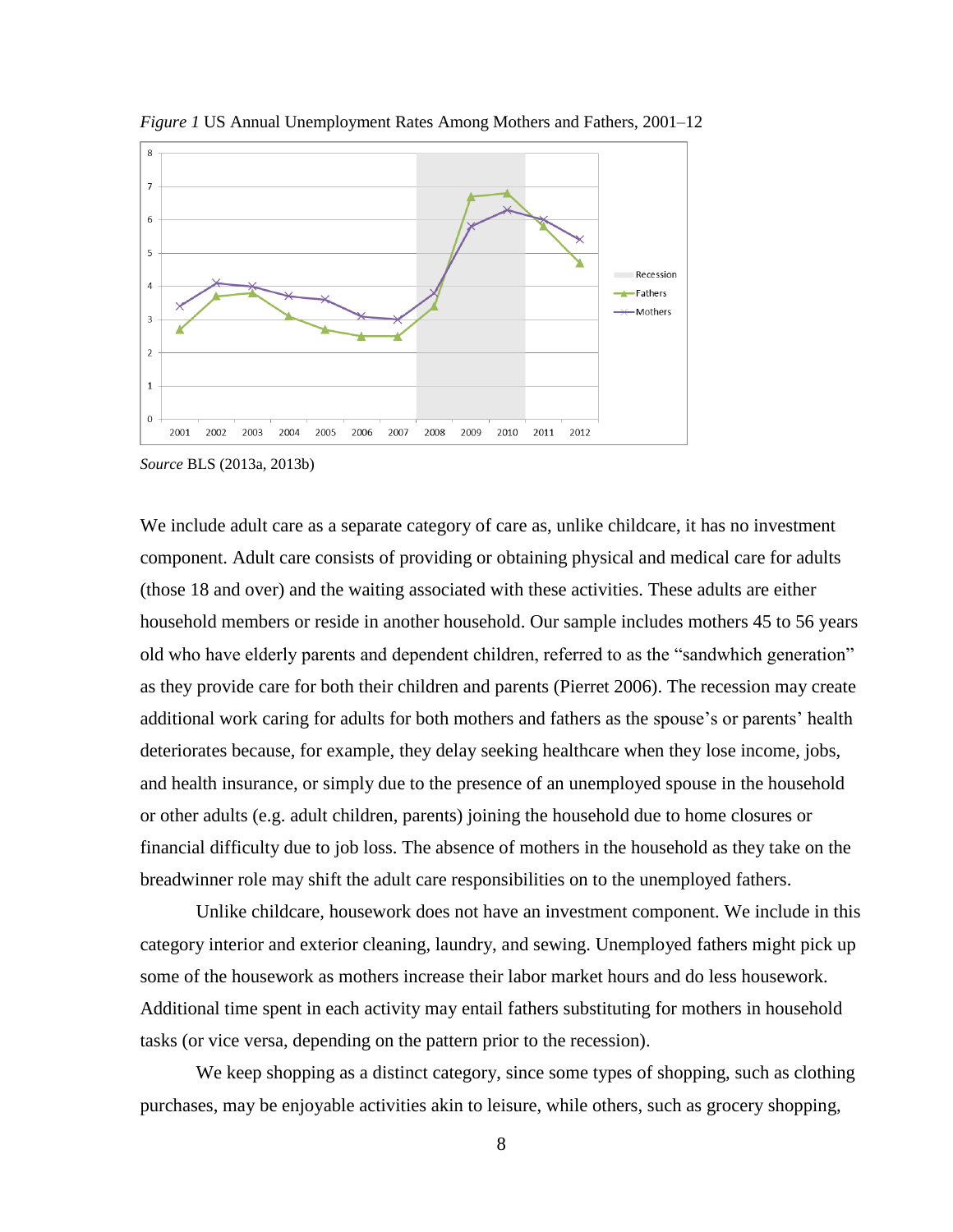*Figure 1* US Annual Unemployment Rates Among Mothers and Fathers, 2001–12

*Source* BLS (2013a, 2013b)

We include adult care as a separate category of care as, unlike childcare, it has no investment component. Adult care consists of providing or obtaining physical and medical care for adults (those 18 and over) and the waiting associated with these activities. These adults are either household members or reside in another household. Our sample includes mothers 45 to 56 years old who have elderly parents and dependent children, referred to as the "sandwhich generation" as they provide care for both their children and parents (Pierret 2006). The recession may create additional work caring for adults for both mothers and fathers as the spouse's or parents' health deteriorates because, for example, they delay seeking healthcare when they lose income, jobs, and health insurance, or simply due to the presence of an unemployed spouse in the household or other adults (e.g. adult children, parents) joining the household due to home closures or financial difficulty due to job loss. The absence of mothers in the household as they take on the breadwinner role may shift the adult care responsibilities on to the unemployed fathers.

Unlike childcare, housework does not have an investment component. We include in this category interior and exterior cleaning, laundry, and sewing. Unemployed fathers might pick up some of the housework as mothers increase their labor market hours and do less housework. Additional time spent in each activity may entail fathers substituting for mothers in household tasks (or vice versa, depending on the pattern prior to the recession).

We keep shopping as a distinct category, since some types of shopping, such as clothing purchases, may be enjoyable activities akin to leisure, while others, such as grocery shopping,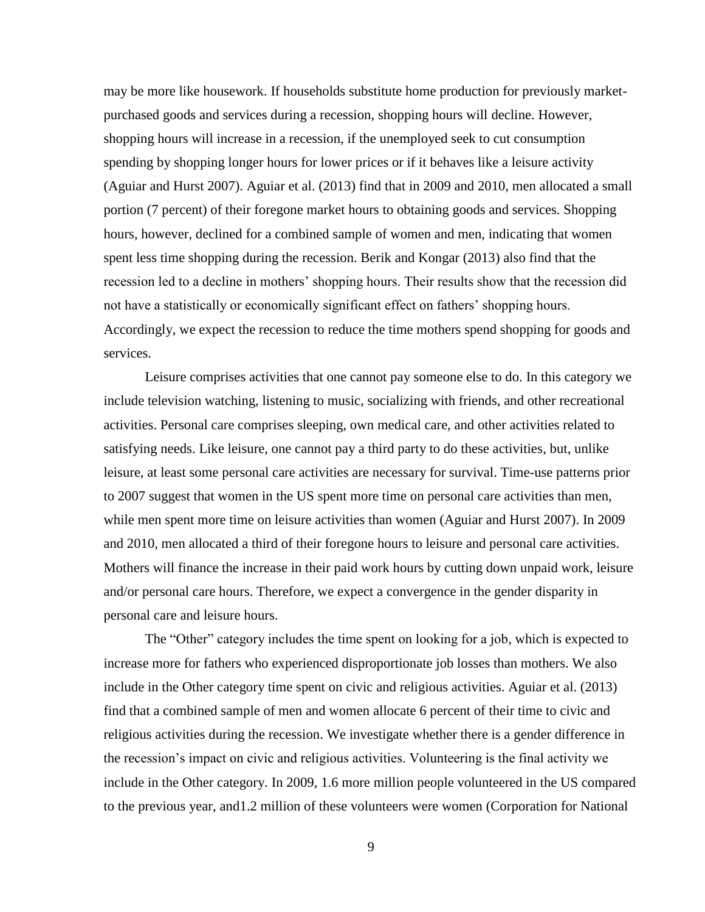may be more like housework. If households substitute home production for previously market-purchased goods and services during a recession, shopping hours will decline. However, shopping hours will increase in a recession, if the unemployed seek to cut consumption spending by shopping longer hours for lower prices or if it behaves like a leisure activity (Aguiar and Hurst 2007). Aguiar et al. (2013) find that in 2009 and 2010, men allocated a small portion (7 percent) of their foregone market hours to obtaining goods and services. Shopping hours, however, declined for a combined sample of women and men, indicating that women spent less time shopping during the recession. Berik and Kongar (2013) also find that the recession led to a decline in mothers' shopping hours. Their results show that the recession did not have a statistically or economically significant effect on fathers' shopping hours. Accordingly, we expect the recession to reduce the time mothers spend shopping for goods and services.

Leisure comprises activities that one cannot pay someone else to do. In this category we include television watching, listening to music, socializing with friends, and other recreational activities. Personal care comprises sleeping, own medical care, and other activities related to satisfying needs. Like leisure, one cannot pay a third party to do these activities, but, unlike leisure, at least some personal care activities are necessary for survival. Time-use patterns prior to 2007 suggest that women in the US spent more time on personal care activities than men, while men spent more time on leisure activities than women (Aguiar and Hurst 2007). In 2009 and 2010, men allocated a third of their foregone hours to leisure and personal care activities. Mothers will finance the increase in their paid work hours by cutting down unpaid work, leisure and/or personal care hours. Therefore, we expect a convergence in the gender disparity in personal care and leisure hours.

The "Other" category includes the time spent on looking for a job, which is expected to increase more for fathers who experienced disproportionate job losses than mothers. We also include in the Other category time spent on civic and religious activities. Aguiar et al. (2013) find that a combined sample of men and women allocate 6 percent of their time to civic and religious activities during the recession. We investigate whether there is a gender difference in the recession's impact on civic and religious activities. Volunteering is the final activity we include in the Other category. In 2009, 1.6 more million people volunteered in the US compared to the previous year, and1.2 million of these volunteers were women (Corporation for National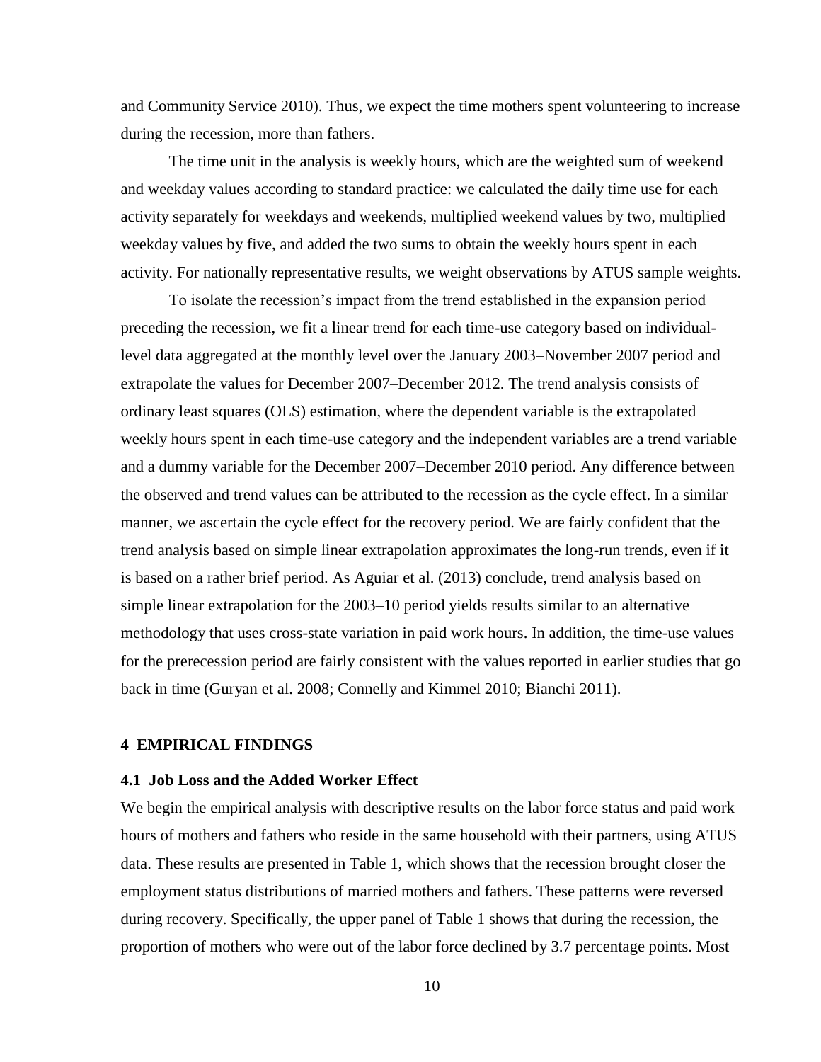and Community Service 2010). Thus, we expect the time mothers spent volunteering to increase during the recession, more than fathers.

The time unit in the analysis is weekly hours, which are the weighted sum of weekend and weekday values according to standard practice: we calculated the daily time use for each activity separately for weekdays and weekends, multiplied weekend values by two, multiplied weekday values by five, and added the two sums to obtain the weekly hours spent in each activity. For nationally representative results, we weight observations by ATUS sample weights.

To isolate the recession's impact from the trend established in the expansion period preceding the recession, we fit a linear trend for each time-use category based on individual-level data aggregated at the monthly level over the January 2003–November 2007 period and extrapolate the values for December 2007–December 2012. The trend analysis consists of ordinary least squares (OLS) estimation, where the dependent variable is the extrapolated weekly hours spent in each time-use category and the independent variables are a trend variable and a dummy variable for the December 2007–December 2010 period. Any difference between the observed and trend values can be attributed to the recession as the cycle effect. In a similar manner, we ascertain the cycle effect for the recovery period. We are fairly confident that the trend analysis based on simple linear extrapolation approximates the long-run trends, even if it is based on a rather brief period. As Aguiar et al. (2013) conclude, trend analysis based on simple linear extrapolation for the 2003–10 period yields results similar to an alternative methodology that uses cross-state variation in paid work hours. In addition, the time-use values for the prerecession period are fairly consistent with the values reported in earlier studies that go back in time (Guryan et al. 2008; Connelly and Kimmel 2010; Bianchi 2011).

## 4 EMPIRICAL FINDINGS

### 4.1 Job Loss and the Added Worker Effect

We begin the empirical analysis with descriptive results on the labor force status and paid work hours of mothers and fathers who reside in the same household with their partners, using ATUS data. These results are presented in Table 1, which shows that the recession brought closer the employment status distributions of married mothers and fathers. These patterns were reversed during recovery. Specifically, the upper panel of Table 1 shows that during the recession, the proportion of mothers who were out of the labor force declined by 3.7 percentage points. Most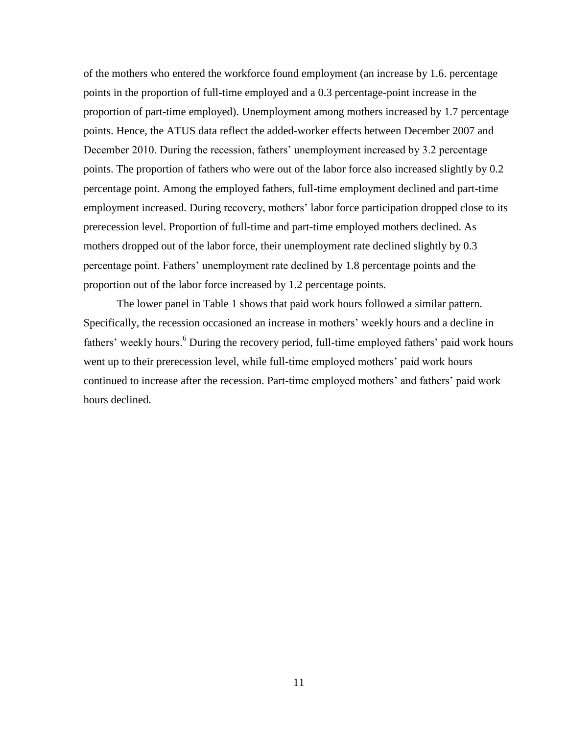of the mothers who entered the workforce found employment (an increase by 1.6. percentage points in the proportion of full-time employed and a 0.3 percentage-point increase in the proportion of part-time employed). Unemployment among mothers increased by 1.7 percentage points. Hence, the ATUS data reflect the added-worker effects between December 2007 and December 2010. During the recession, fathers' unemployment increased by 3.2 percentage points. The proportion of fathers who were out of the labor force also increased slightly by 0.2 percentage point. Among the employed fathers, full-time employment declined and part-time employment increased. During recovery, mothers' labor force participation dropped close to its prerecession level. Proportion of full-time and part-time employed mothers declined. As mothers dropped out of the labor force, their unemployment rate declined slightly by 0.3 percentage point. Fathers' unemployment rate declined by 1.8 percentage points and the proportion out of the labor force increased by 1.2 percentage points.

The lower panel in Table 1 shows that paid work hours followed a similar pattern. Specifically, the recession occasioned an increase in mothers' weekly hours and a decline in fathers' weekly hours.[6] During the recovery period, full-time employed fathers' paid work hours went up to their prerecession level, while full-time employed mothers' paid work hours continued to increase after the recession. Part-time employed mothers' and fathers' paid work hours declined.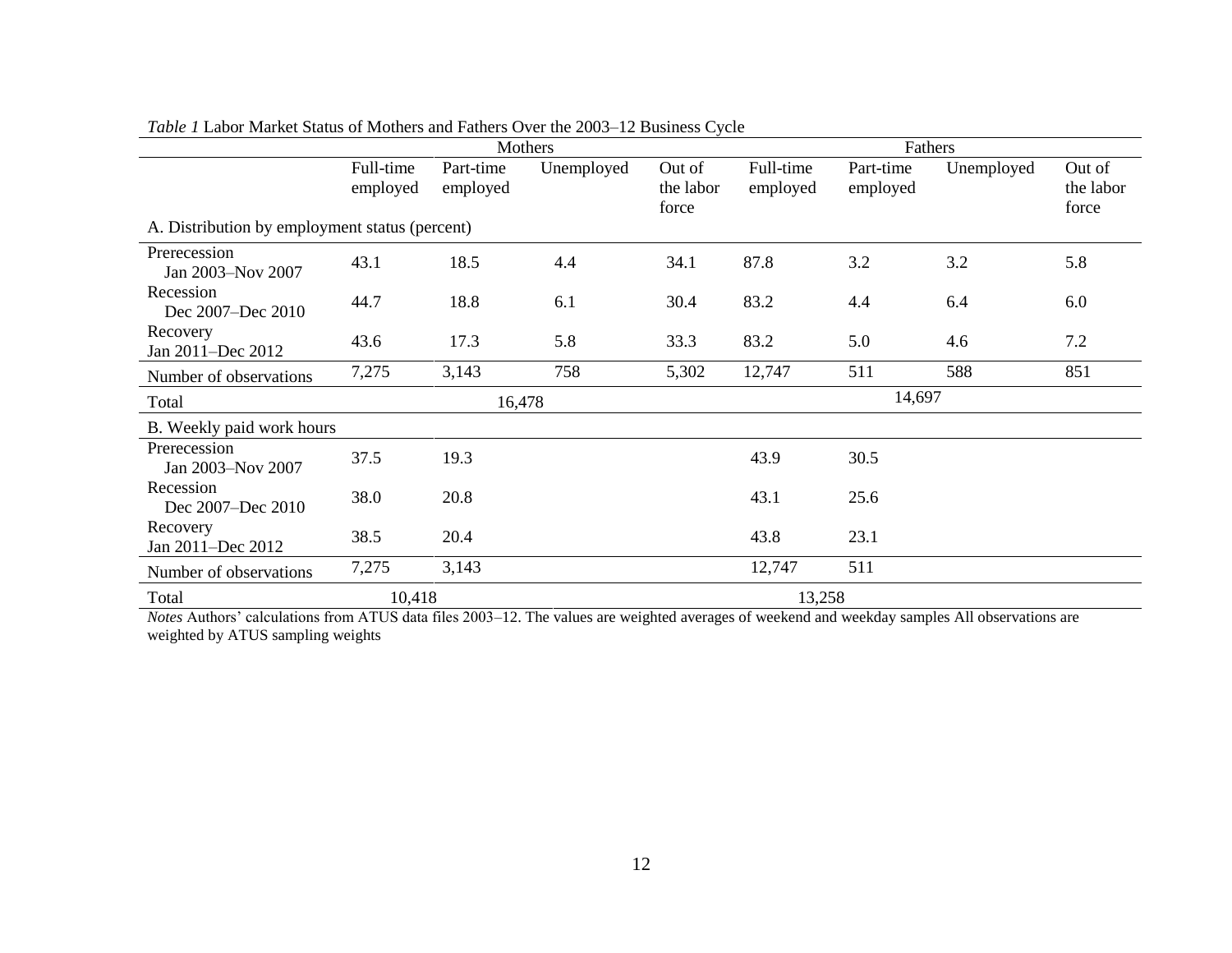*Table 1* Labor Market Status of Mothers and Fathers Over the 2003–12 Business Cycle

| | Mothers | | | | Fathers | | | |
|---|---|---|---|---|---|---|---|---|
| | Full-time employed | Part-time employed | Unemployed | Out of the labor force | Full-time employed | Part-time employed | Unemployed | Out of the labor force |
| A. Distribution by employment status (percent) | | | | | | | | |
| Prerecession Jan 2003–Nov 2007 | 43.1 | 18.5 | 4.4 | 34.1 | 87.8 | 3.2 | 3.2 | 5.8 |
| Recession Dec 2007–Dec 2010 | 44.7 | 18.8 | 6.1 | 30.4 | 83.2 | 4.4 | 6.4 | 6.0 |
| Recovery Jan 2011–Dec 2012 | 43.6 | 17.3 | 5.8 | 33.3 | 83.2 | 5.0 | 4.6 | 7.2 |
| Number of observations | 7,275 | 3,143 | 758 | 5,302 | 12,747 | 511 | 588 | 851 |
| Total | 16,478 | | | | 14,697 | | | |
| B. Weekly paid work hours | | | | | | | | |
| Prerecession Jan 2003–Nov 2007 | 37.5 | 19.3 | | | 43.9 | 30.5 | | |
| Recession Dec 2007–Dec 2010 | 38.0 | 20.8 | | | 43.1 | 25.6 | | |
| Recovery Jan 2011–Dec 2012 | 38.5 | 20.4 | | | 43.8 | 23.1 | | |
| Number of observations | 7,275 | 3,143 | | | 12,747 | 511 | | |
| Total | 10,418 | | | | 13,258 | | | |

*Notes* Authors' calculations from ATUS data files 2003–12. The values are weighted averages of weekend and weekday samples All observations are weighted by ATUS sampling weights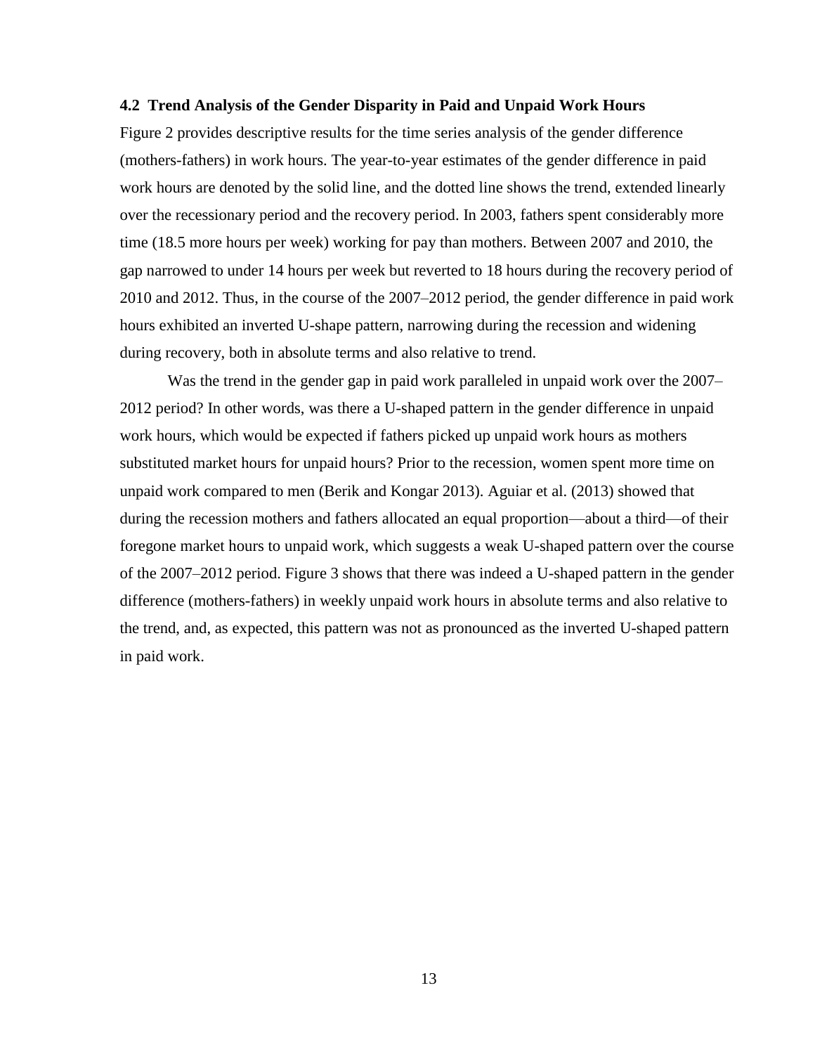### 4.2 Trend Analysis of the Gender Disparity in Paid and Unpaid Work Hours

Figure 2 provides descriptive results for the time series analysis of the gender difference (mothers-fathers) in work hours. The year-to-year estimates of the gender difference in paid work hours are denoted by the solid line, and the dotted line shows the trend, extended linearly over the recessionary period and the recovery period. In 2003, fathers spent considerably more time (18.5 more hours per week) working for pay than mothers. Between 2007 and 2010, the gap narrowed to under 14 hours per week but reverted to 18 hours during the recovery period of 2010 and 2012. Thus, in the course of the 2007–2012 period, the gender difference in paid work hours exhibited an inverted U-shape pattern, narrowing during the recession and widening during recovery, both in absolute terms and also relative to trend.

Was the trend in the gender gap in paid work paralleled in unpaid work over the 2007–2012 period? In other words, was there a U-shaped pattern in the gender difference in unpaid work hours, which would be expected if fathers picked up unpaid work hours as mothers substituted market hours for unpaid hours? Prior to the recession, women spent more time on unpaid work compared to men (Berik and Kongar 2013). Aguiar et al. (2013) showed that during the recession mothers and fathers allocated an equal proportion—about a third—of their foregone market hours to unpaid work, which suggests a weak U-shaped pattern over the course of the 2007–2012 period. Figure 3 shows that there was indeed a U-shaped pattern in the gender difference (mothers-fathers) in weekly unpaid work hours in absolute terms and also relative to the trend, and, as expected, this pattern was not as pronounced as the inverted U-shaped pattern in paid work.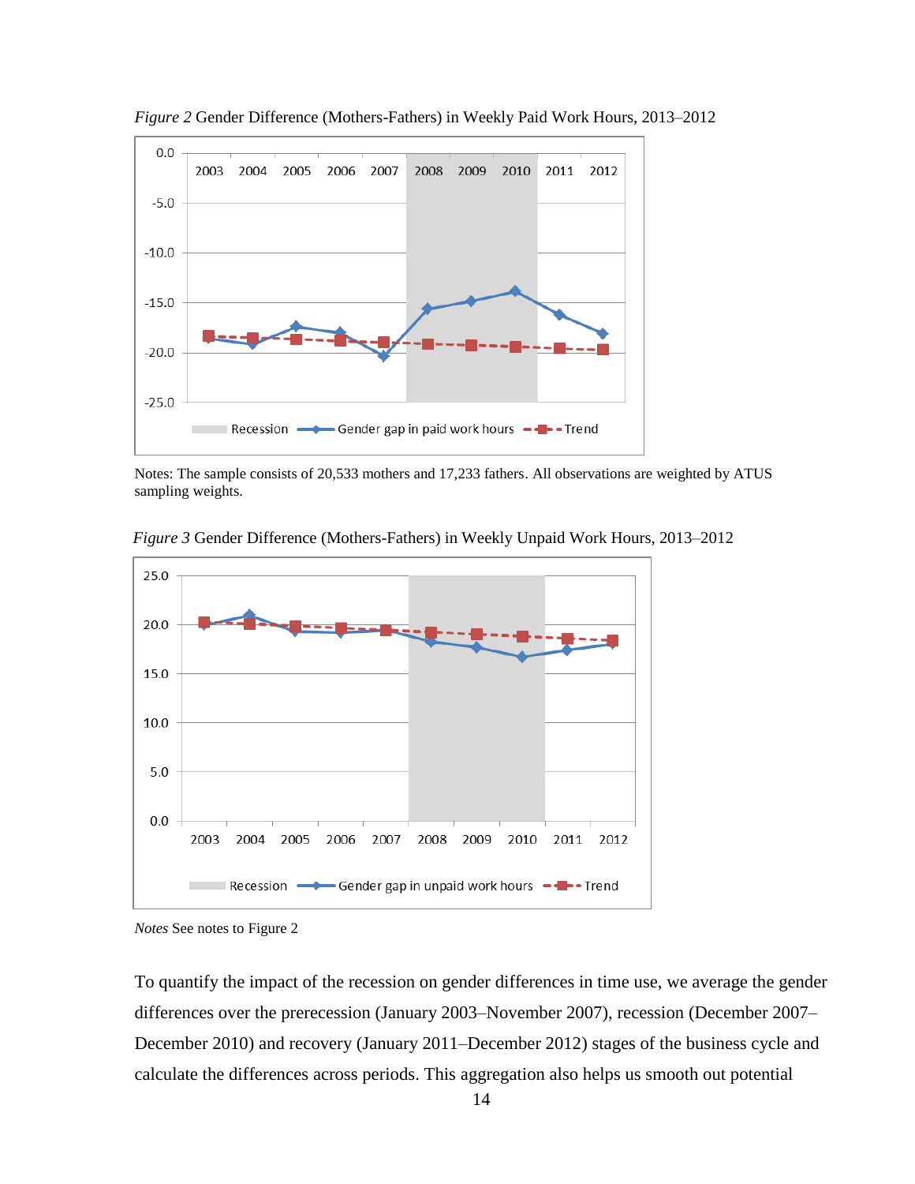*Figure 2* Gender Difference (Mothers-Fathers) in Weekly Paid Work Hours, 2013–2012

Notes: The sample consists of 20,533 mothers and 17,233 fathers. All observations are weighted by ATUS sampling weights.

*Figure 3* Gender Difference (Mothers-Fathers) in Weekly Unpaid Work Hours, 2013–2012

*Notes* See notes to Figure 2

To quantify the impact of the recession on gender differences in time use, we average the gender differences over the prerecession (January 2003–November 2007), recession (December 2007–December 2010) and recovery (January 2011–December 2012) stages of the business cycle and calculate the differences across periods. This aggregation also helps us smooth out potential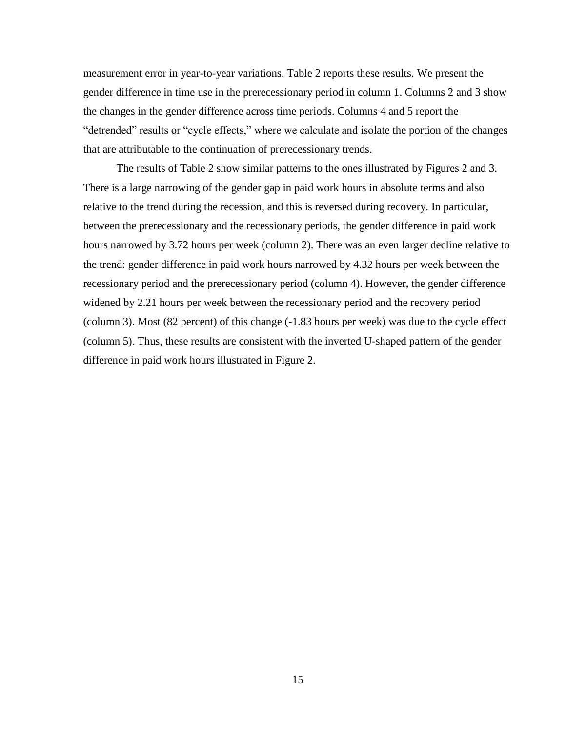measurement error in year-to-year variations. Table 2 reports these results. We present the gender difference in time use in the prerecessionary period in column 1. Columns 2 and 3 show the changes in the gender difference across time periods. Columns 4 and 5 report the "detrended" results or "cycle effects," where we calculate and isolate the portion of the changes that are attributable to the continuation of prerecessionary trends.

The results of Table 2 show similar patterns to the ones illustrated by Figures 2 and 3. There is a large narrowing of the gender gap in paid work hours in absolute terms and also relative to the trend during the recession, and this is reversed during recovery. In particular, between the prerecessionary and the recessionary periods, the gender difference in paid work hours narrowed by 3.72 hours per week (column 2). There was an even larger decline relative to the trend: gender difference in paid work hours narrowed by 4.32 hours per week between the recessionary period and the prerecessionary period (column 4). However, the gender difference widened by 2.21 hours per week between the recessionary period and the recovery period (column 3). Most (82 percent) of this change (-1.83 hours per week) was due to the cycle effect (column 5). Thus, these results are consistent with the inverted U-shaped pattern of the gender difference in paid work hours illustrated in Figure 2.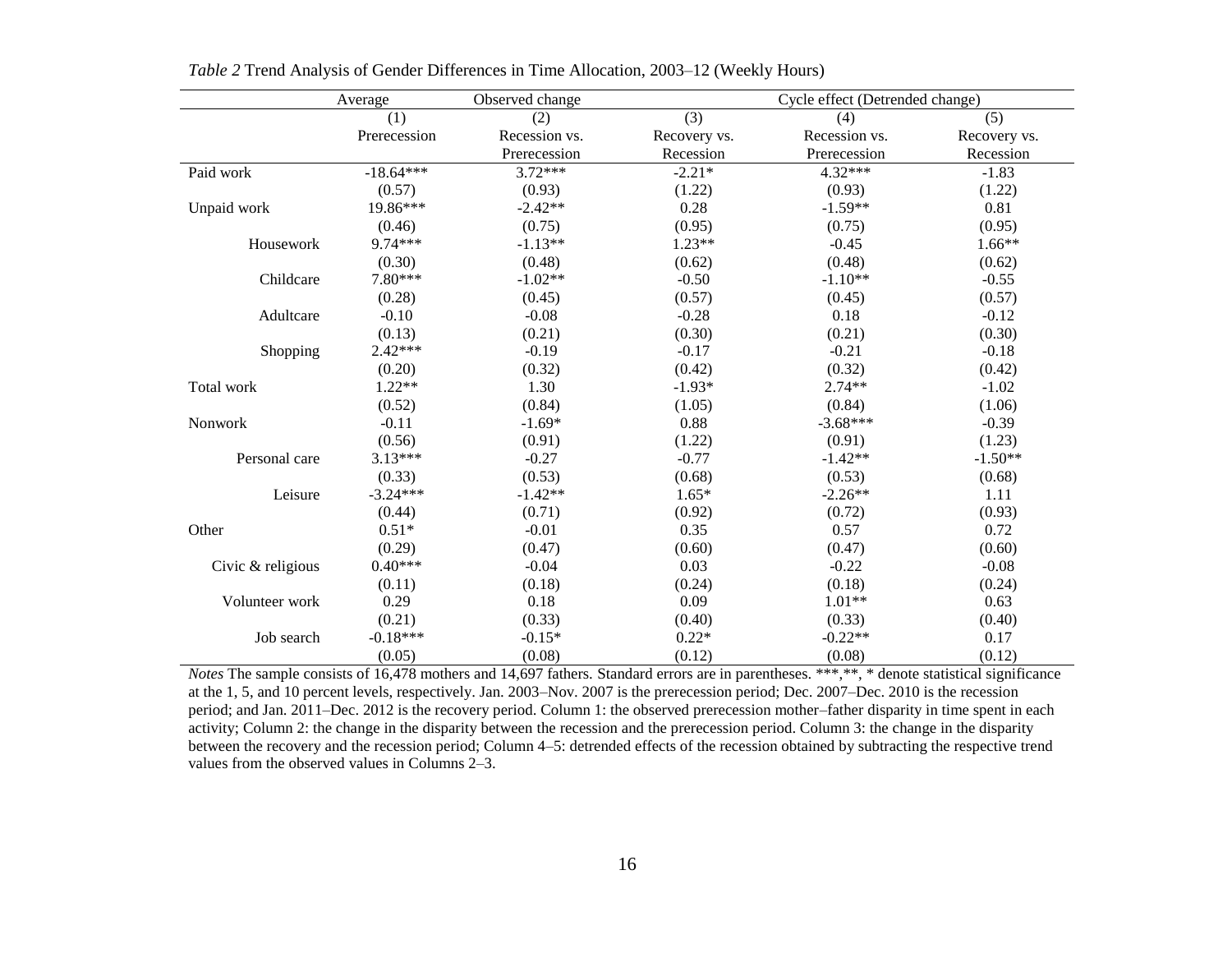*Table 2* Trend Analysis of Gender Differences in Time Allocation, 2003–12 (Weekly Hours)

| | Average | Observed change | | Cycle effect (Detrended change) | |
|---|---|---|---|---|---|
| | (1) | (2) | (3) | (4) | (5) |
| | Prerecession | Recession vs. Prerecession | Recovery vs. Recession | Recession vs. Prerecession | Recovery vs. Recession |
| Paid work | -18.64*** | 3.72*** | -2.21* | 4.32*** | -1.83 |
| | (0.57) | (0.93) | (1.22) | (0.93) | (1.22) |
| Unpaid work | 19.86*** | -2.42** | 0.28 | -1.59** | 0.81 |
| | (0.46) | (0.75) | (0.95) | (0.75) | (0.95) |
| Housework | 9.74*** | -1.13** | 1.23** | -0.45 | 1.66** |
| | (0.30) | (0.48) | (0.62) | (0.48) | (0.62) |
| Childcare | 7.80*** | -1.02** | -0.50 | -1.10** | -0.55 |
| | (0.28) | (0.45) | (0.57) | (0.45) | (0.57) |
| Adultcare | -0.10 | -0.08 | -0.28 | 0.18 | -0.12 |
| | (0.13) | (0.21) | (0.30) | (0.21) | (0.30) |
| Shopping | 2.42*** | -0.19 | -0.17 | -0.21 | -0.18 |
| | (0.20) | (0.32) | (0.42) | (0.32) | (0.42) |
| Total work | 1.22** | 1.30 | -1.93* | 2.74** | -1.02 |
| | (0.52) | (0.84) | (1.05) | (0.84) | (1.06) |
| Nonwork | -0.11 | -1.69* | 0.88 | -3.68*** | -0.39 |
| | (0.56) | (0.91) | (1.22) | (0.91) | (1.23) |
| Personal care | 3.13*** | -0.27 | -0.77 | -1.42** | -1.50** |
| | (0.33) | (0.53) | (0.68) | (0.53) | (0.68) |
| Leisure | -3.24*** | -1.42** | 1.65* | -2.26** | 1.11 |
| | (0.44) | (0.71) | (0.92) | (0.72) | (0.93) |
| Other | 0.51* | -0.01 | 0.35 | 0.57 | 0.72 |
| | (0.29) | (0.47) | (0.60) | (0.47) | (0.60) |
| Civic & religious | 0.40*** | -0.04 | 0.03 | -0.22 | -0.08 |
| | (0.11) | (0.18) | (0.24) | (0.18) | (0.24) |
| Volunteer work | 0.29 | 0.18 | 0.09 | 1.01** | 0.63 |
| | (0.21) | (0.33) | (0.40) | (0.33) | (0.40) |
| Job search | -0.18*** | -0.15* | 0.22* | -0.22** | 0.17 |
| | (0.05) | (0.08) | (0.12) | (0.08) | (0.12) |

*Notes* The sample consists of 16,478 mothers and 14,697 fathers. Standard errors are in parentheses. ***,**, * denote statistical significance at the 1, 5, and 10 percent levels, respectively. Jan. 2003–Nov. 2007 is the prerecession period; Dec. 2007–Dec. 2010 is the recession period; and Jan. 2011–Dec. 2012 is the recovery period. Column 1: the observed prerecession mother–father disparity in time spent in each activity; Column 2: the change in the disparity between the recession and the prerecession period. Column 3: the change in the disparity between the recovery and the recession period; Column 4–5: detrended effects of the recession obtained by subtracting the respective trend values from the observed values in Columns 2–3.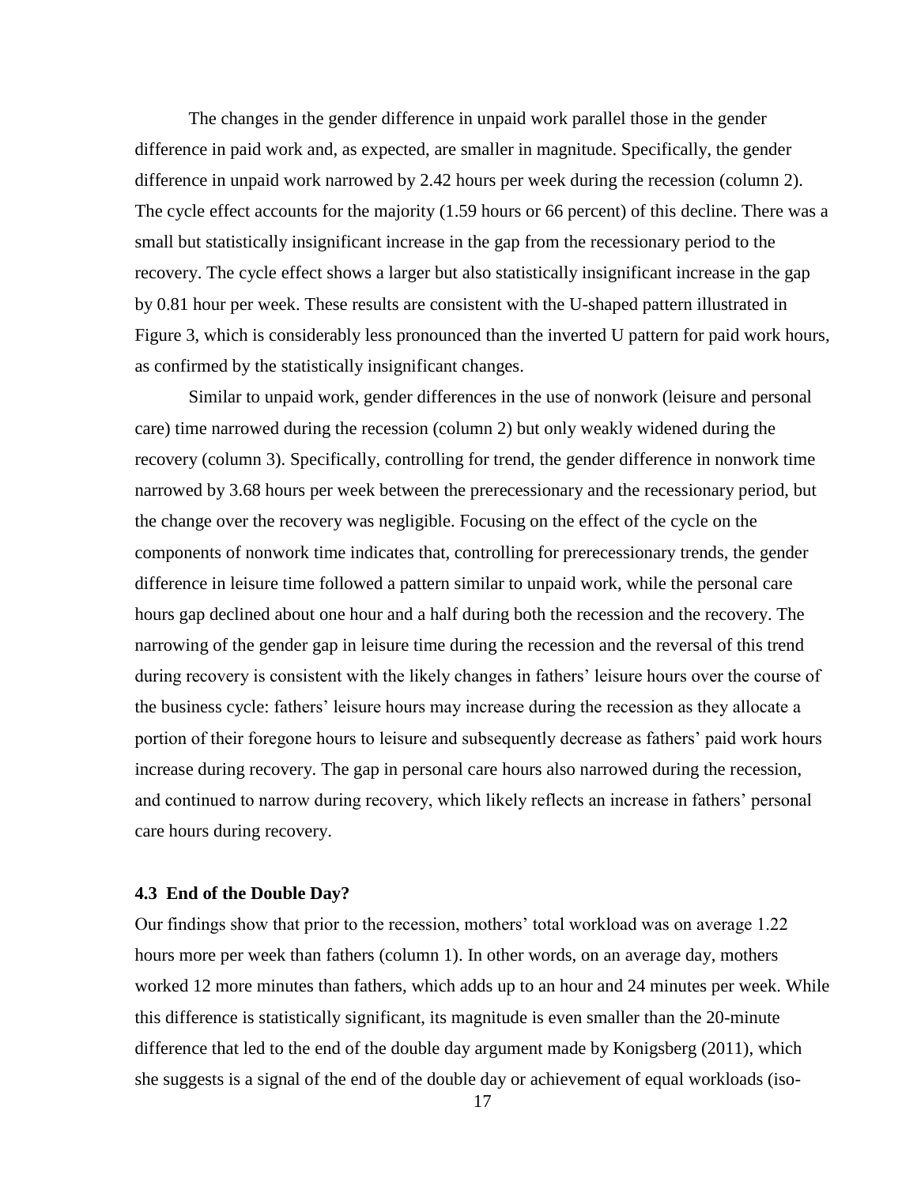The changes in the gender difference in unpaid work parallel those in the gender difference in paid work and, as expected, are smaller in magnitude. Specifically, the gender difference in unpaid work narrowed by 2.42 hours per week during the recession (column 2). The cycle effect accounts for the majority (1.59 hours or 66 percent) of this decline. There was a small but statistically insignificant increase in the gap from the recessionary period to the recovery. The cycle effect shows a larger but also statistically insignificant increase in the gap by 0.81 hour per week. These results are consistent with the U-shaped pattern illustrated in Figure 3, which is considerably less pronounced than the inverted U pattern for paid work hours, as confirmed by the statistically insignificant changes.

Similar to unpaid work, gender differences in the use of nonwork (leisure and personal care) time narrowed during the recession (column 2) but only weakly widened during the recovery (column 3). Specifically, controlling for trend, the gender difference in nonwork time narrowed by 3.68 hours per week between the prerecessionary and the recessionary period, but the change over the recovery was negligible. Focusing on the effect of the cycle on the components of nonwork time indicates that, controlling for prerecessionary trends, the gender difference in leisure time followed a pattern similar to unpaid work, while the personal care hours gap declined about one hour and a half during both the recession and the recovery. The narrowing of the gender gap in leisure time during the recession and the reversal of this trend during recovery is consistent with the likely changes in fathers' leisure hours over the course of the business cycle: fathers' leisure hours may increase during the recession as they allocate a portion of their foregone hours to leisure and subsequently decrease as fathers' paid work hours increase during recovery. The gap in personal care hours also narrowed during the recession, and continued to narrow during recovery, which likely reflects an increase in fathers' personal care hours during recovery.

### 4.3 End of the Double Day?

Our findings show that prior to the recession, mothers' total workload was on average 1.22 hours more per week than fathers (column 1). In other words, on an average day, mothers worked 12 more minutes than fathers, which adds up to an hour and 24 minutes per week. While this difference is statistically significant, its magnitude is even smaller than the 20-minute difference that led to the end of the double day argument made by Konigsberg (2011), which she suggests is a signal of the end of the double day or achievement of equal workloads (iso-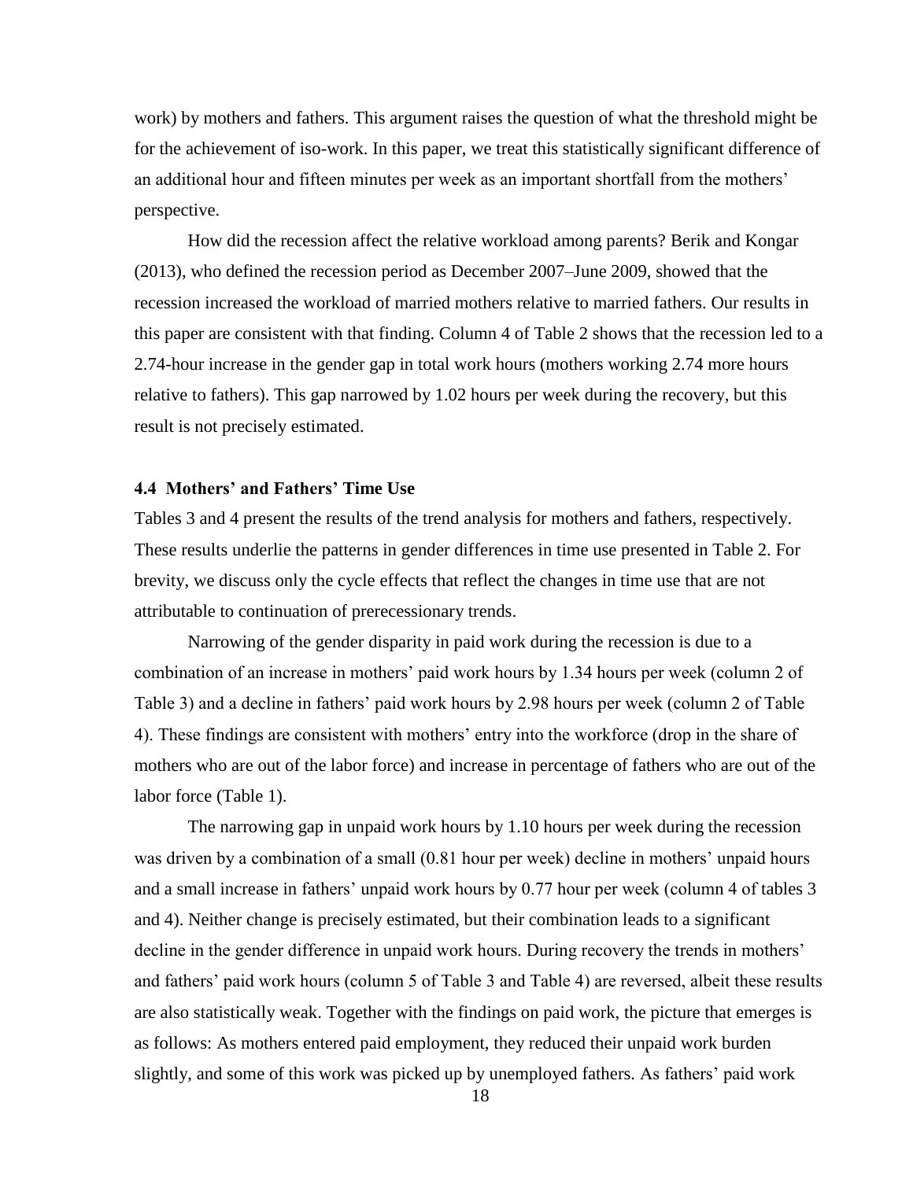work) by mothers and fathers. This argument raises the question of what the threshold might be for the achievement of iso-work. In this paper, we treat this statistically significant difference of an additional hour and fifteen minutes per week as an important shortfall from the mothers' perspective.

How did the recession affect the relative workload among parents? Berik and Kongar (2013), who defined the recession period as December 2007–June 2009, showed that the recession increased the workload of married mothers relative to married fathers. Our results in this paper are consistent with that finding. Column 4 of Table 2 shows that the recession led to a 2.74-hour increase in the gender gap in total work hours (mothers working 2.74 more hours relative to fathers). This gap narrowed by 1.02 hours per week during the recovery, but this result is not precisely estimated.

### 4.4 Mothers' and Fathers' Time Use

Tables 3 and 4 present the results of the trend analysis for mothers and fathers, respectively. These results underlie the patterns in gender differences in time use presented in Table 2. For brevity, we discuss only the cycle effects that reflect the changes in time use that are not attributable to continuation of prerecessionary trends.

Narrowing of the gender disparity in paid work during the recession is due to a combination of an increase in mothers' paid work hours by 1.34 hours per week (column 2 of Table 3) and a decline in fathers' paid work hours by 2.98 hours per week (column 2 of Table 4). These findings are consistent with mothers' entry into the workforce (drop in the share of mothers who are out of the labor force) and increase in percentage of fathers who are out of the labor force (Table 1).

The narrowing gap in unpaid work hours by 1.10 hours per week during the recession was driven by a combination of a small (0.81 hour per week) decline in mothers' unpaid hours and a small increase in fathers' unpaid work hours by 0.77 hour per week (column 4 of tables 3 and 4). Neither change is precisely estimated, but their combination leads to a significant decline in the gender difference in unpaid work hours. During recovery the trends in mothers' and fathers' paid work hours (column 5 of Table 3 and Table 4) are reversed, albeit these results are also statistically weak. Together with the findings on paid work, the picture that emerges is as follows: As mothers entered paid employment, they reduced their unpaid work burden slightly, and some of this work was picked up by unemployed fathers. As fathers' paid work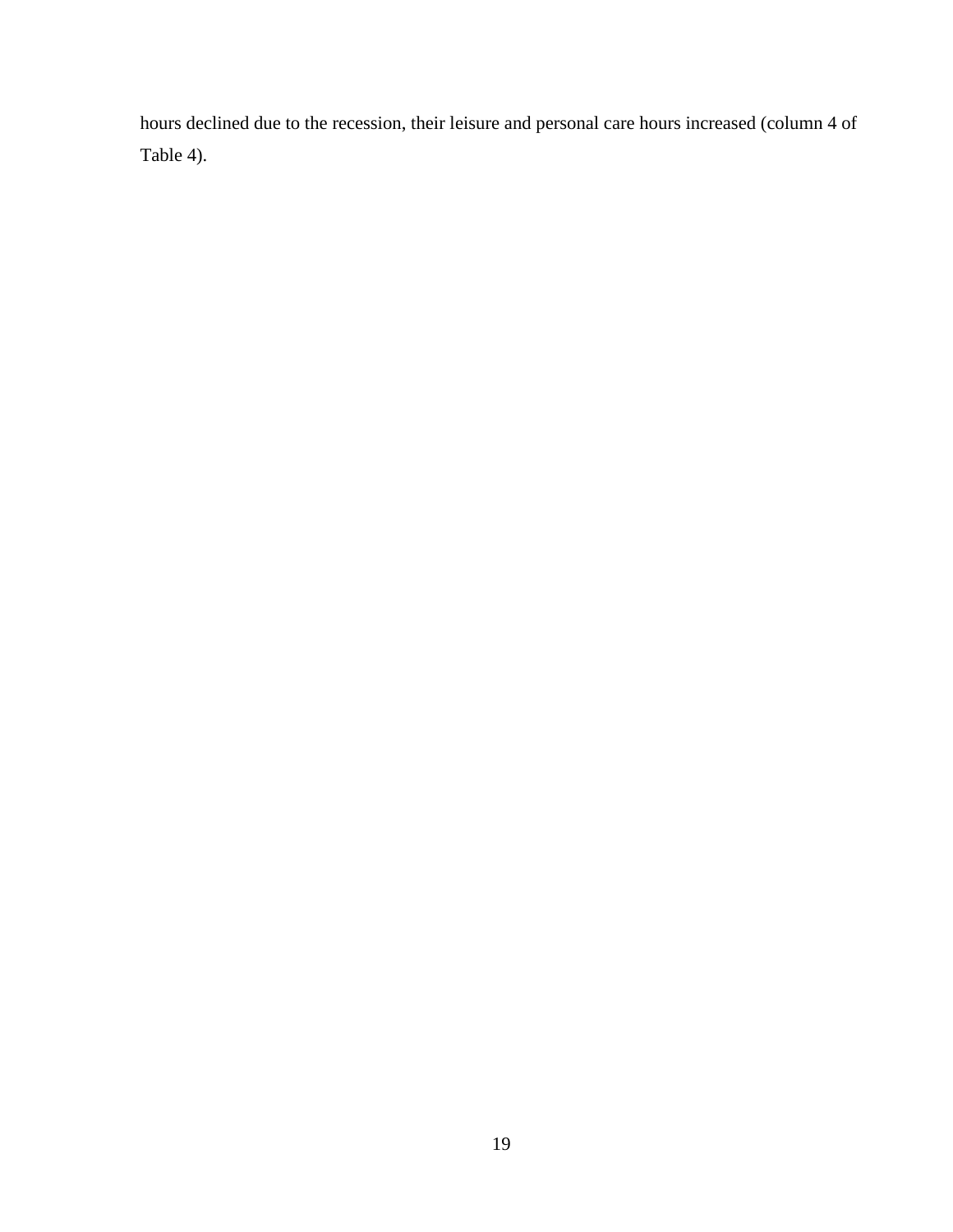hours declined due to the recession, their leisure and personal care hours increased (column 4 of Table 4).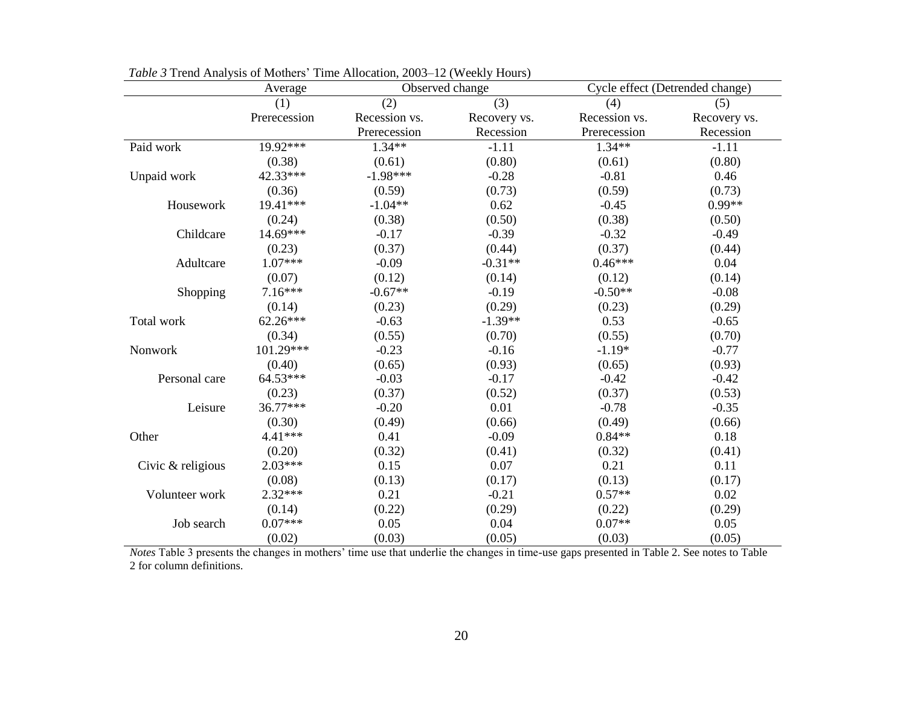*Table 3* Trend Analysis of Mothers' Time Allocation, 2003–12 (Weekly Hours)

| | Average | Observed change | | Cycle effect (Detrended change) | |
|---|---|---|---|---|---|
| | (1) | (2) | (3) | (4) | (5) |
| | Prerecession | Recession vs. Prerecession | Recovery vs. Recession | Recession vs. Prerecession | Recovery vs. Recession |
| Paid work | 19.92*** | 1.34** | -1.11 | 1.34** | -1.11 |
| | (0.38) | (0.61) | (0.80) | (0.61) | (0.80) |
| Unpaid work | 42.33*** | -1.98*** | -0.28 | -0.81 | 0.46 |
| | (0.36) | (0.59) | (0.73) | (0.59) | (0.73) |
| Housework | 19.41*** | -1.04** | 0.62 | -0.45 | 0.99** |
| | (0.24) | (0.38) | (0.50) | (0.38) | (0.50) |
| Childcare | 14.69*** | -0.17 | -0.39 | -0.32 | -0.49 |
| | (0.23) | (0.37) | (0.44) | (0.37) | (0.44) |
| Adultcare | 1.07*** | -0.09 | -0.31** | 0.46*** | 0.04 |
| | (0.07) | (0.12) | (0.14) | (0.12) | (0.14) |
| Shopping | 7.16*** | -0.67** | -0.19 | -0.50** | -0.08 |
| | (0.14) | (0.23) | (0.29) | (0.23) | (0.29) |
| Total work | 62.26*** | -0.63 | -1.39** | 0.53 | -0.65 |
| | (0.34) | (0.55) | (0.70) | (0.55) | (0.70) |
| Nonwork | 101.29*** | -0.23 | -0.16 | -1.19* | -0.77 |
| | (0.40) | (0.65) | (0.93) | (0.65) | (0.93) |
| Personal care | 64.53*** | -0.03 | -0.17 | -0.42 | -0.42 |
| | (0.23) | (0.37) | (0.52) | (0.37) | (0.53) |
| Leisure | 36.77*** | -0.20 | 0.01 | -0.78 | -0.35 |
| | (0.30) | (0.49) | (0.66) | (0.49) | (0.66) |
| Other | 4.41*** | 0.41 | -0.09 | 0.84** | 0.18 |
| | (0.20) | (0.32) | (0.41) | (0.32) | (0.41) |
| Civic & religious | 2.03*** | 0.15 | 0.07 | 0.21 | 0.11 |
| | (0.08) | (0.13) | (0.17) | (0.13) | (0.17) |
| Volunteer work | 2.32*** | 0.21 | -0.21 | 0.57** | 0.02 |
| | (0.14) | (0.22) | (0.29) | (0.22) | (0.29) |
| Job search | 0.07*** | 0.05 | 0.04 | 0.07** | 0.05 |
| | (0.02) | (0.03) | (0.05) | (0.03) | (0.05) |

*Notes* Table 3 presents the changes in mothers' time use that underlie the changes in time-use gaps presented in Table 2. See notes to Table 2 for column definitions.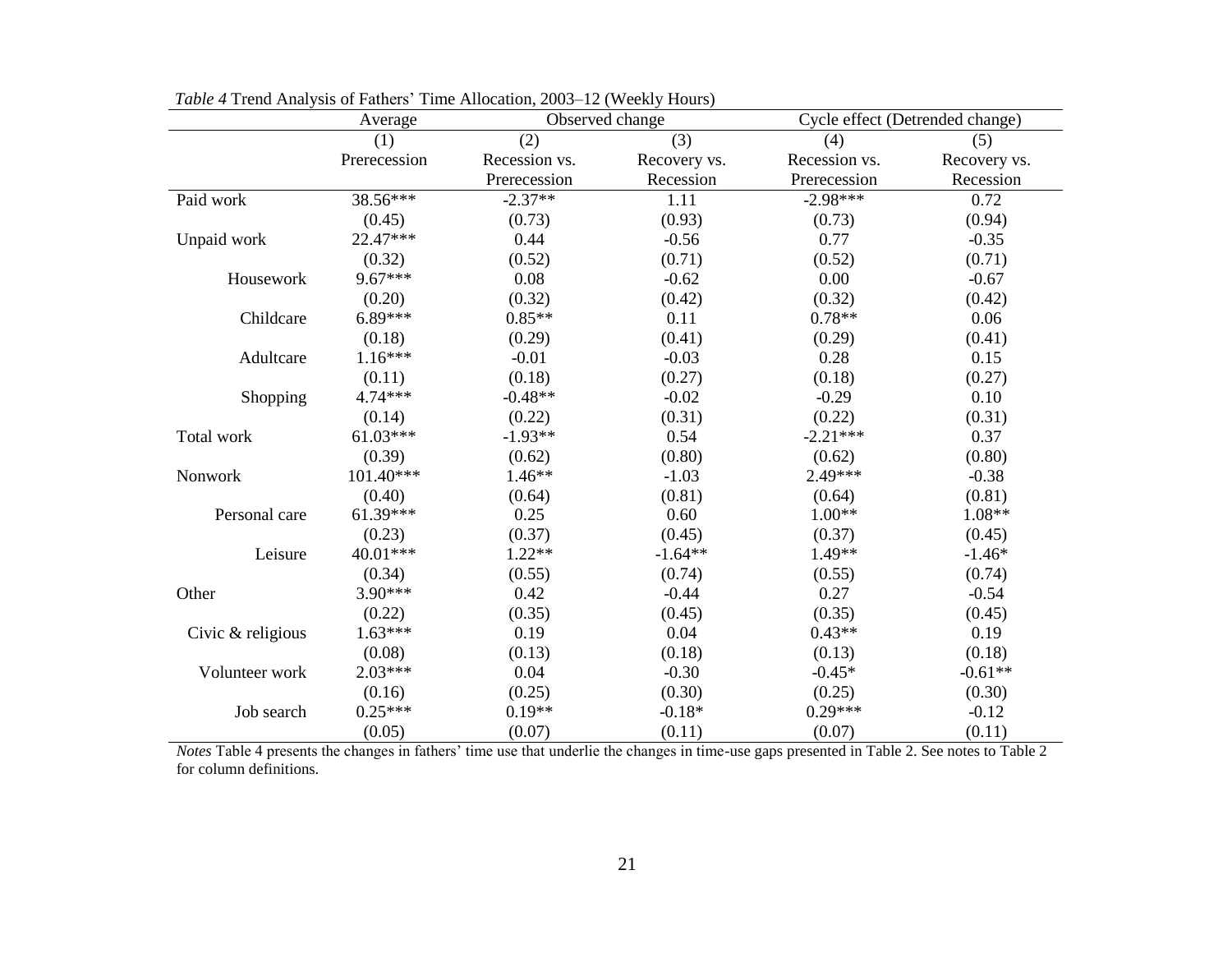*Table 4* Trend Analysis of Fathers' Time Allocation, 2003–12 (Weekly Hours)

| | Average | Observed change | | Cycle effect (Detrended change) | |
|---|---|---|---|---|---|
| | (1) | (2) | (3) | (4) | (5) |
| | Prerecession | Recession vs. Prerecession | Recovery vs. Recession | Recession vs. Prerecession | Recovery vs. Recession |
| Paid work | 38.56*** | -2.37** | 1.11 | -2.98*** | 0.72 |
| | (0.45) | (0.73) | (0.93) | (0.73) | (0.94) |
| Unpaid work | 22.47*** | 0.44 | -0.56 | 0.77 | -0.35 |
| | (0.32) | (0.52) | (0.71) | (0.52) | (0.71) |
| Housework | 9.67*** | 0.08 | -0.62 | 0.00 | -0.67 |
| | (0.20) | (0.32) | (0.42) | (0.32) | (0.42) |
| Childcare | 6.89*** | 0.85** | 0.11 | 0.78** | 0.06 |
| | (0.18) | (0.29) | (0.41) | (0.29) | (0.41) |
| Adultcare | 1.16*** | -0.01 | -0.03 | 0.28 | 0.15 |
| | (0.11) | (0.18) | (0.27) | (0.18) | (0.27) |
| Shopping | 4.74*** | -0.48** | -0.02 | -0.29 | 0.10 |
| | (0.14) | (0.22) | (0.31) | (0.22) | (0.31) |
| Total work | 61.03*** | -1.93** | 0.54 | -2.21*** | 0.37 |
| | (0.39) | (0.62) | (0.80) | (0.62) | (0.80) |
| Nonwork | 101.40*** | 1.46** | -1.03 | 2.49*** | -0.38 |
| | (0.40) | (0.64) | (0.81) | (0.64) | (0.81) |
| Personal care | 61.39*** | 0.25 | 0.60 | 1.00** | 1.08** |
| | (0.23) | (0.37) | (0.45) | (0.37) | (0.45) |
| Leisure | 40.01*** | 1.22** | -1.64** | 1.49** | -1.46* |
| | (0.34) | (0.55) | (0.74) | (0.55) | (0.74) |
| Other | 3.90*** | 0.42 | -0.44 | 0.27 | -0.54 |
| | (0.22) | (0.35) | (0.45) | (0.35) | (0.45) |
| Civic & religious | 1.63*** | 0.19 | 0.04 | 0.43** | 0.19 |
| | (0.08) | (0.13) | (0.18) | (0.13) | (0.18) |
| Volunteer work | 2.03*** | 0.04 | -0.30 | -0.45* | -0.61** |
| | (0.16) | (0.25) | (0.30) | (0.25) | (0.30) |
| Job search | 0.25*** | 0.19** | -0.18* | 0.29*** | -0.12 |
| | (0.05) | (0.07) | (0.11) | (0.07) | (0.11) |

*Notes* Table 4 presents the changes in fathers' time use that underlie the changes in time-use gaps presented in Table 2. See notes to Table 2 for column definitions.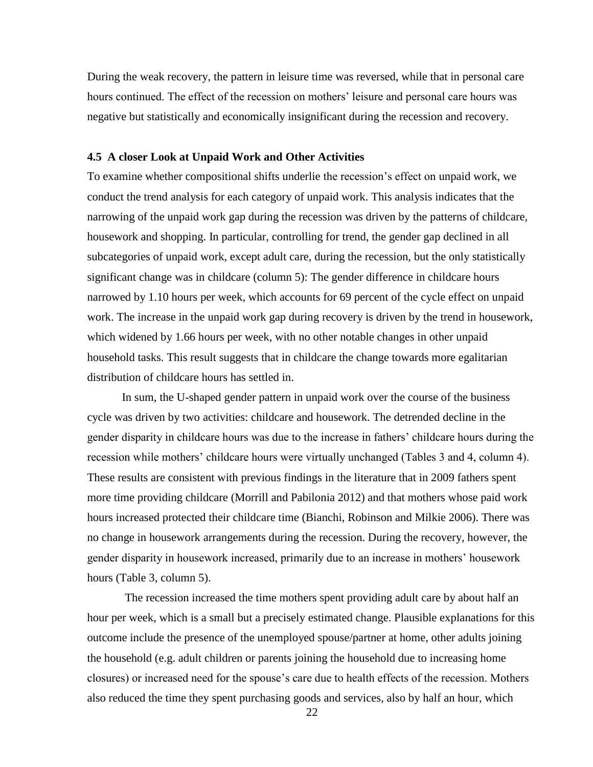During the weak recovery, the pattern in leisure time was reversed, while that in personal care hours continued. The effect of the recession on mothers' leisure and personal care hours was negative but statistically and economically insignificant during the recession and recovery.

### 4.5 A closer Look at Unpaid Work and Other Activities

To examine whether compositional shifts underlie the recession's effect on unpaid work, we conduct the trend analysis for each category of unpaid work. This analysis indicates that the narrowing of the unpaid work gap during the recession was driven by the patterns of childcare, housework and shopping. In particular, controlling for trend, the gender gap declined in all subcategories of unpaid work, except adult care, during the recession, but the only statistically significant change was in childcare (column 5): The gender difference in childcare hours narrowed by 1.10 hours per week, which accounts for 69 percent of the cycle effect on unpaid work. The increase in the unpaid work gap during recovery is driven by the trend in housework, which widened by 1.66 hours per week, with no other notable changes in other unpaid household tasks. This result suggests that in childcare the change towards more egalitarian distribution of childcare hours has settled in.

In sum, the U-shaped gender pattern in unpaid work over the course of the business cycle was driven by two activities: childcare and housework. The detrended decline in the gender disparity in childcare hours was due to the increase in fathers' childcare hours during the recession while mothers' childcare hours were virtually unchanged (Tables 3 and 4, column 4). These results are consistent with previous findings in the literature that in 2009 fathers spent more time providing childcare (Morrill and Pabilonia 2012) and that mothers whose paid work hours increased protected their childcare time (Bianchi, Robinson and Milkie 2006). There was no change in housework arrangements during the recession. During the recovery, however, the gender disparity in housework increased, primarily due to an increase in mothers' housework hours (Table 3, column 5).

The recession increased the time mothers spent providing adult care by about half an hour per week, which is a small but a precisely estimated change. Plausible explanations for this outcome include the presence of the unemployed spouse/partner at home, other adults joining the household (e.g. adult children or parents joining the household due to increasing home closures) or increased need for the spouse's care due to health effects of the recession. Mothers also reduced the time they spent purchasing goods and services, also by half an hour, which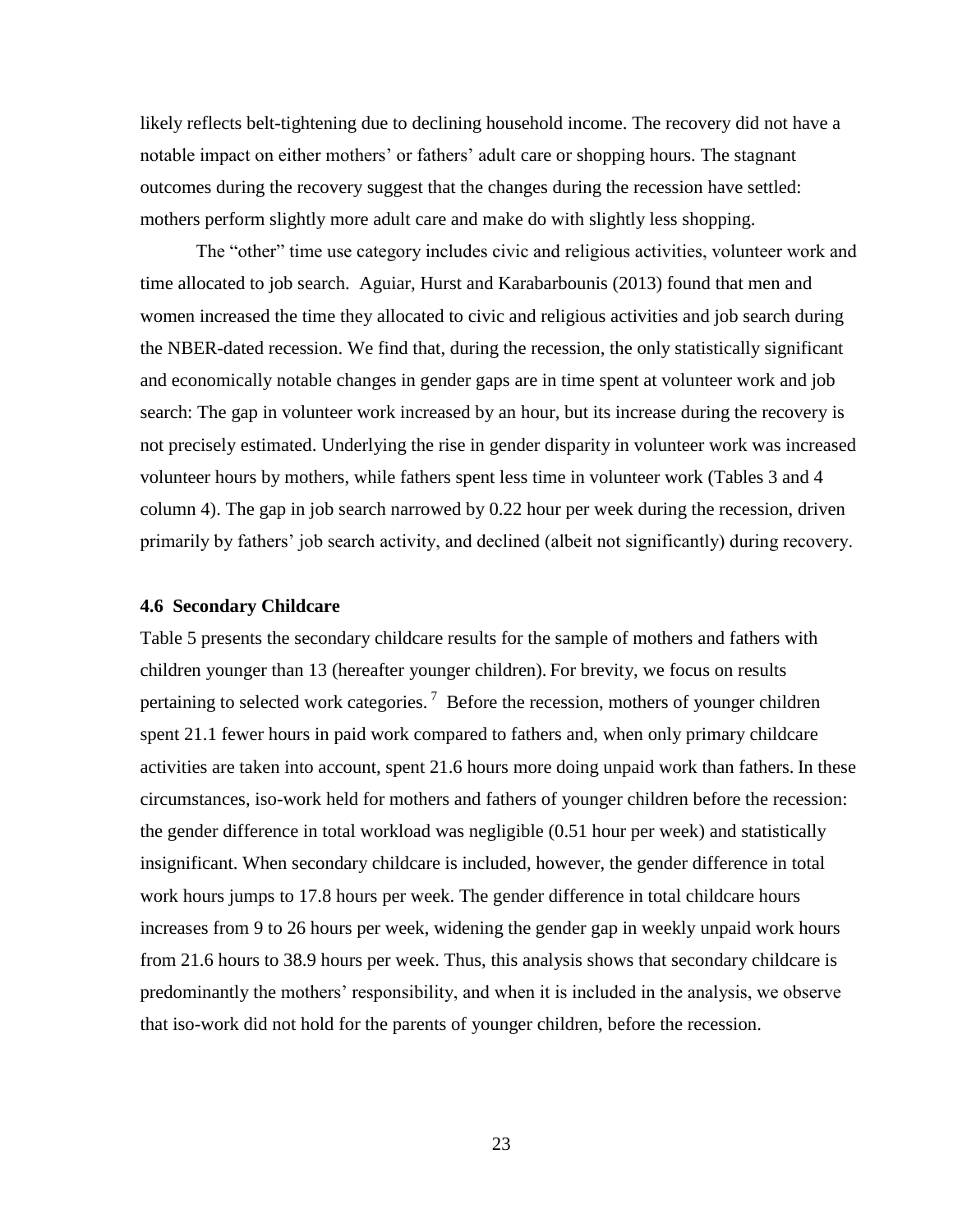likely reflects belt-tightening due to declining household income. The recovery did not have a notable impact on either mothers' or fathers' adult care or shopping hours. The stagnant outcomes during the recovery suggest that the changes during the recession have settled: mothers perform slightly more adult care and make do with slightly less shopping.

The "other" time use category includes civic and religious activities, volunteer work and time allocated to job search. Aguiar, Hurst and Karabarbounis (2013) found that men and women increased the time they allocated to civic and religious activities and job search during the NBER-dated recession. We find that, during the recession, the only statistically significant and economically notable changes in gender gaps are in time spent at volunteer work and job search: The gap in volunteer work increased by an hour, but its increase during the recovery is not precisely estimated. Underlying the rise in gender disparity in volunteer work was increased volunteer hours by mothers, while fathers spent less time in volunteer work (Tables 3 and 4 column 4). The gap in job search narrowed by 0.22 hour per week during the recession, driven primarily by fathers' job search activity, and declined (albeit not significantly) during recovery.

### 4.6 Secondary Childcare

Table 5 presents the secondary childcare results for the sample of mothers and fathers with children younger than 13 (hereafter younger children). For brevity, we focus on results pertaining to selected work categories.[7] Before the recession, mothers of younger children spent 21.1 fewer hours in paid work compared to fathers and, when only primary childcare activities are taken into account, spent 21.6 hours more doing unpaid work than fathers. In these circumstances, iso-work held for mothers and fathers of younger children before the recession: the gender difference in total workload was negligible (0.51 hour per week) and statistically insignificant. When secondary childcare is included, however, the gender difference in total work hours jumps to 17.8 hours per week. The gender difference in total childcare hours increases from 9 to 26 hours per week, widening the gender gap in weekly unpaid work hours from 21.6 hours to 38.9 hours per week. Thus, this analysis shows that secondary childcare is predominantly the mothers' responsibility, and when it is included in the analysis, we observe that iso-work did not hold for the parents of younger children, before the recession.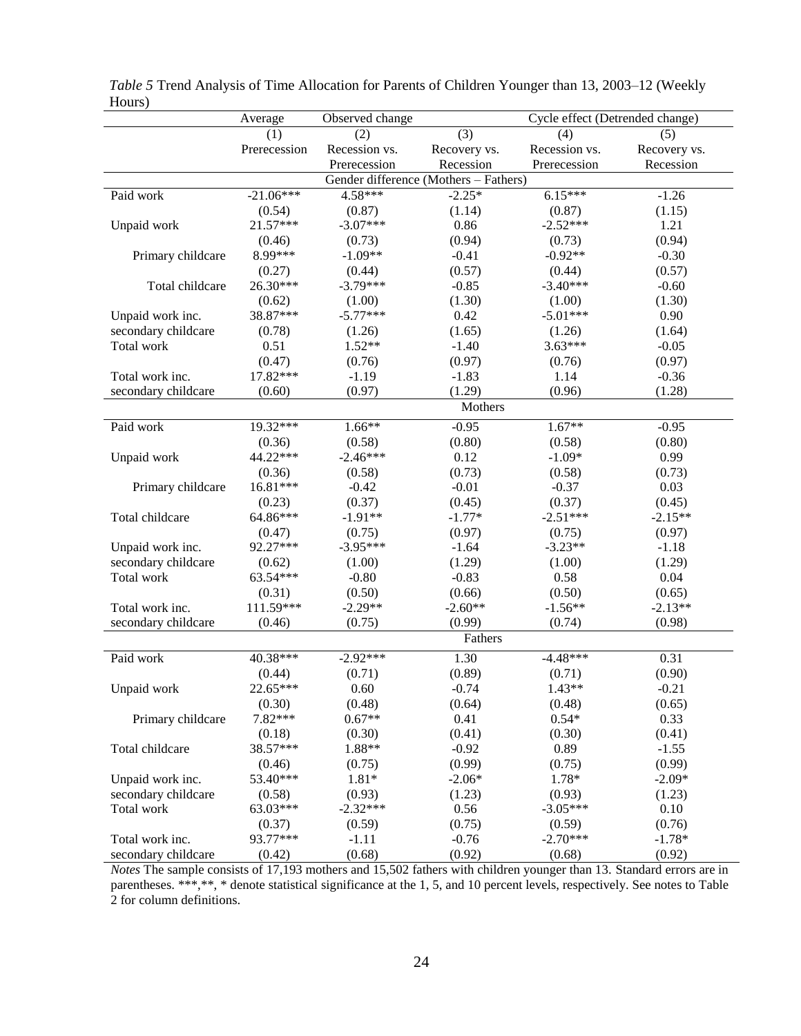*Table 5* Trend Analysis of Time Allocation for Parents of Children Younger than 13, 2003–12 (Weekly Hours)

| | Average | Observed change | | Cycle effect (Detrended change) | |
|---|---|---|---|---|---|
| | (1) | (2) | (3) | (4) | (5) |
| | Prerecession | Recession vs. Prerecession | Recovery vs. Recession | Recession vs. Prerecession | Recovery vs. Recession |
| **Gender difference (Mothers – Fathers)** | | | | | |
| Paid work | -21.06*** | 4.58*** | -2.25* | 6.15*** | -1.26 |
| | (0.54) | (0.87) | (1.14) | (0.87) | (1.15) |
| Unpaid work | 21.57*** | -3.07*** | 0.86 | -2.52*** | 1.21 |
| | (0.46) | (0.73) | (0.94) | (0.73) | (0.94) |
| Primary childcare | 8.99*** | -1.09** | -0.41 | -0.92** | -0.30 |
| | (0.27) | (0.44) | (0.57) | (0.44) | (0.57) |
| Total childcare | 26.30*** | -3.79*** | -0.85 | -3.40*** | -0.60 |
| | (0.62) | (1.00) | (1.30) | (1.00) | (1.30) |
| Unpaid work inc. secondary childcare | 38.87*** | -5.77*** | 0.42 | -5.01*** | 0.90 |
| | (0.78) | (1.26) | (1.65) | (1.26) | (1.64) |
| Total work | 0.51 | 1.52** | -1.40 | 3.63*** | -0.05 |
| | (0.47) | (0.76) | (0.97) | (0.76) | (0.97) |
| Total work inc. secondary childcare | 17.82*** | -1.19 | -1.83 | 1.14 | -0.36 |
| | (0.60) | (0.97) | (1.29) | (0.96) | (1.28) |
| **Mothers** | | | | | |
| Paid work | 19.32*** | 1.66** | -0.95 | 1.67** | -0.95 |
| | (0.36) | (0.58) | (0.80) | (0.58) | (0.80) |
| Unpaid work | 44.22*** | -2.46*** | 0.12 | -1.09* | 0.99 |
| | (0.36) | (0.58) | (0.73) | (0.58) | (0.73) |
| Primary childcare | 16.81*** | -0.42 | -0.01 | -0.37 | 0.03 |
| | (0.23) | (0.37) | (0.45) | (0.37) | (0.45) |
| Total childcare | 64.86*** | -1.91** | -1.77* | -2.51*** | -2.15** |
| | (0.47) | (0.75) | (0.97) | (0.75) | (0.97) |
| Unpaid work inc. secondary childcare | 92.27*** | -3.95*** | -1.64 | -3.23** | -1.18 |
| | (0.62) | (1.00) | (1.29) | (1.00) | (1.29) |
| Total work | 63.54*** | -0.80 | -0.83 | 0.58 | 0.04 |
| | (0.31) | (0.50) | (0.66) | (0.50) | (0.65) |
| Total work inc. secondary childcare | 111.59*** | -2.29** | -2.60** | -1.56** | -2.13** |
| | (0.46) | (0.75) | (0.99) | (0.74) | (0.98) |
| **Fathers** | | | | | |
| Paid work | 40.38*** | -2.92*** | 1.30 | -4.48*** | 0.31 |
| | (0.44) | (0.71) | (0.89) | (0.71) | (0.90) |
| Unpaid work | 22.65*** | 0.60 | -0.74 | 1.43** | -0.21 |
| | (0.30) | (0.48) | (0.64) | (0.48) | (0.65) |
| Primary childcare | 7.82*** | 0.67** | 0.41 | 0.54* | 0.33 |
| | (0.18) | (0.30) | (0.41) | (0.30) | (0.41) |
| Total childcare | 38.57*** | 1.88** | -0.92 | 0.89 | -1.55 |
| | (0.46) | (0.75) | (0.99) | (0.75) | (0.99) |
| Unpaid work inc. secondary childcare | 53.40*** | 1.81* | -2.06* | 1.78* | -2.09* |
| | (0.58) | (0.93) | (1.23) | (0.93) | (1.23) |
| Total work | 63.03*** | -2.32*** | 0.56 | -3.05*** | 0.10 |
| | (0.37) | (0.59) | (0.75) | (0.59) | (0.76) |
| Total work inc. secondary childcare | 93.77*** | -1.11 | -0.76 | -2.70*** | -1.78* |
| | (0.42) | (0.68) | (0.92) | (0.68) | (0.92) |

*Notes* The sample consists of 17,193 mothers and 15,502 fathers with children younger than 13. Standard errors are in parentheses. ***,**, * denote statistical significance at the 1, 5, and 10 percent levels, respectively. See notes to Table 2 for column definitions.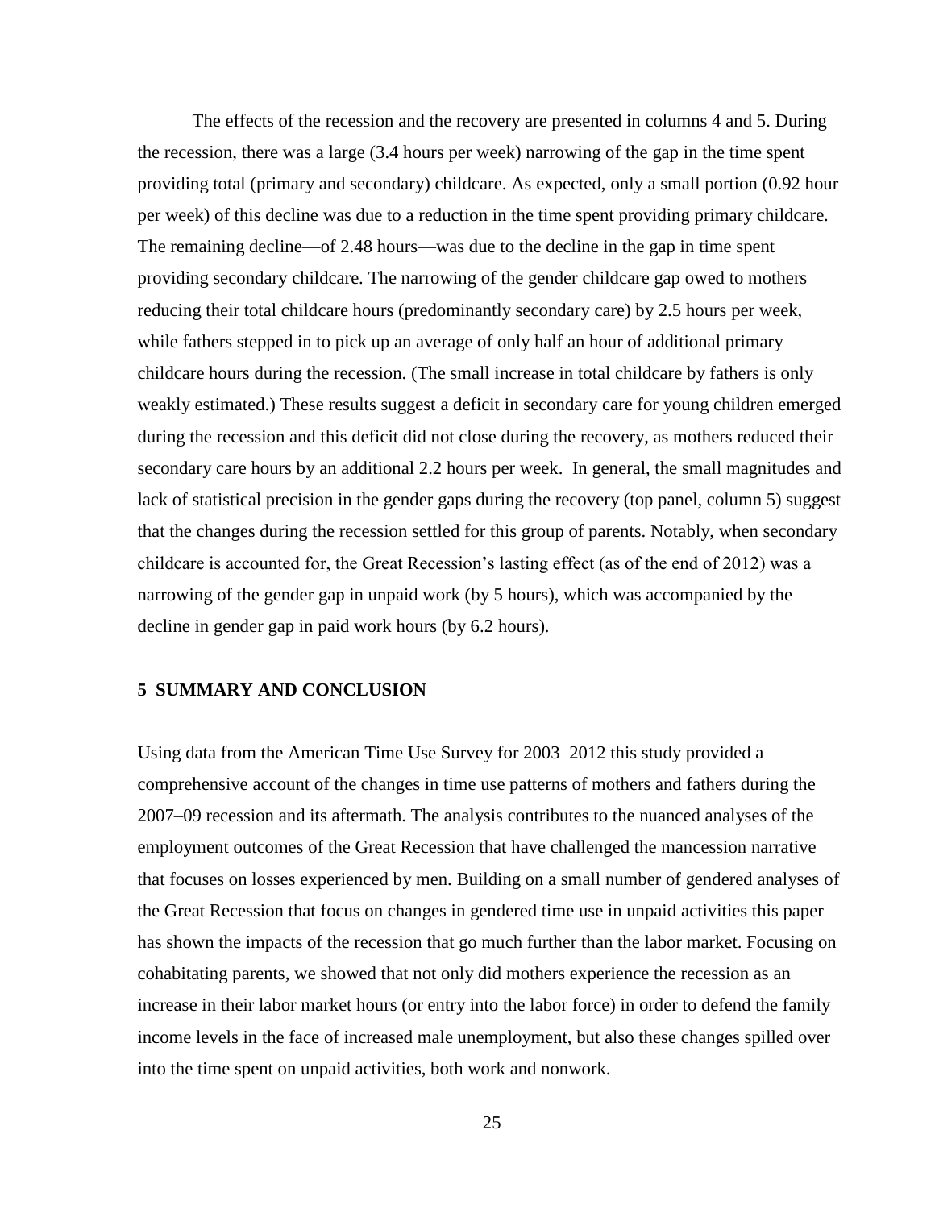The effects of the recession and the recovery are presented in columns 4 and 5. During the recession, there was a large (3.4 hours per week) narrowing of the gap in the time spent providing total (primary and secondary) childcare. As expected, only a small portion (0.92 hour per week) of this decline was due to a reduction in the time spent providing primary childcare. The remaining decline—of 2.48 hours—was due to the decline in the gap in time spent providing secondary childcare. The narrowing of the gender childcare gap owed to mothers reducing their total childcare hours (predominantly secondary care) by 2.5 hours per week, while fathers stepped in to pick up an average of only half an hour of additional primary childcare hours during the recession. (The small increase in total childcare by fathers is only weakly estimated.) These results suggest a deficit in secondary care for young children emerged during the recession and this deficit did not close during the recovery, as mothers reduced their secondary care hours by an additional 2.2 hours per week. In general, the small magnitudes and lack of statistical precision in the gender gaps during the recovery (top panel, column 5) suggest that the changes during the recession settled for this group of parents. Notably, when secondary childcare is accounted for, the Great Recession's lasting effect (as of the end of 2012) was a narrowing of the gender gap in unpaid work (by 5 hours), which was accompanied by the decline in gender gap in paid work hours (by 6.2 hours).

## 5 SUMMARY AND CONCLUSION

Using data from the American Time Use Survey for 2003–2012 this study provided a comprehensive account of the changes in time use patterns of mothers and fathers during the 2007–09 recession and its aftermath. The analysis contributes to the nuanced analyses of the employment outcomes of the Great Recession that have challenged the mancession narrative that focuses on losses experienced by men. Building on a small number of gendered analyses of the Great Recession that focus on changes in gendered time use in unpaid activities this paper has shown the impacts of the recession that go much further than the labor market. Focusing on cohabitating parents, we showed that not only did mothers experience the recession as an increase in their labor market hours (or entry into the labor force) in order to defend the family income levels in the face of increased male unemployment, but also these changes spilled over into the time spent on unpaid activities, both work and nonwork.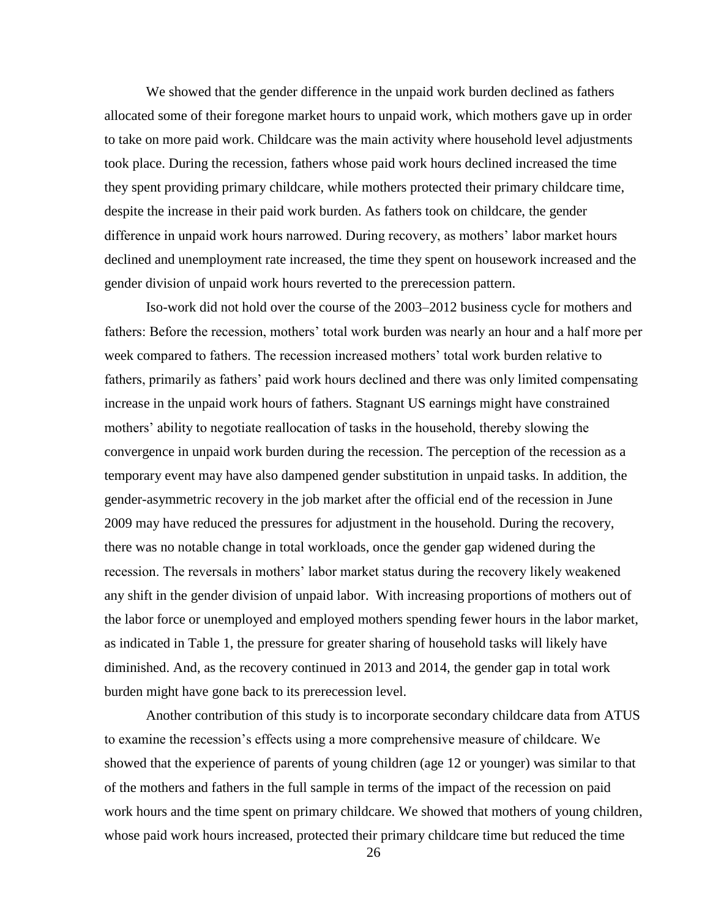We showed that the gender difference in the unpaid work burden declined as fathers allocated some of their foregone market hours to unpaid work, which mothers gave up in order to take on more paid work. Childcare was the main activity where household level adjustments took place. During the recession, fathers whose paid work hours declined increased the time they spent providing primary childcare, while mothers protected their primary childcare time, despite the increase in their paid work burden. As fathers took on childcare, the gender difference in unpaid work hours narrowed. During recovery, as mothers' labor market hours declined and unemployment rate increased, the time they spent on housework increased and the gender division of unpaid work hours reverted to the prerecession pattern.

Iso-work did not hold over the course of the 2003–2012 business cycle for mothers and fathers: Before the recession, mothers' total work burden was nearly an hour and a half more per week compared to fathers. The recession increased mothers' total work burden relative to fathers, primarily as fathers' paid work hours declined and there was only limited compensating increase in the unpaid work hours of fathers. Stagnant US earnings might have constrained mothers' ability to negotiate reallocation of tasks in the household, thereby slowing the convergence in unpaid work burden during the recession. The perception of the recession as a temporary event may have also dampened gender substitution in unpaid tasks. In addition, the gender-asymmetric recovery in the job market after the official end of the recession in June 2009 may have reduced the pressures for adjustment in the household. During the recovery, there was no notable change in total workloads, once the gender gap widened during the recession. The reversals in mothers' labor market status during the recovery likely weakened any shift in the gender division of unpaid labor. With increasing proportions of mothers out of the labor force or unemployed and employed mothers spending fewer hours in the labor market, as indicated in Table 1, the pressure for greater sharing of household tasks will likely have diminished. And, as the recovery continued in 2013 and 2014, the gender gap in total work burden might have gone back to its prerecession level.

Another contribution of this study is to incorporate secondary childcare data from ATUS to examine the recession's effects using a more comprehensive measure of childcare. We showed that the experience of parents of young children (age 12 or younger) was similar to that of the mothers and fathers in the full sample in terms of the impact of the recession on paid work hours and the time spent on primary childcare. We showed that mothers of young children, whose paid work hours increased, protected their primary childcare time but reduced the time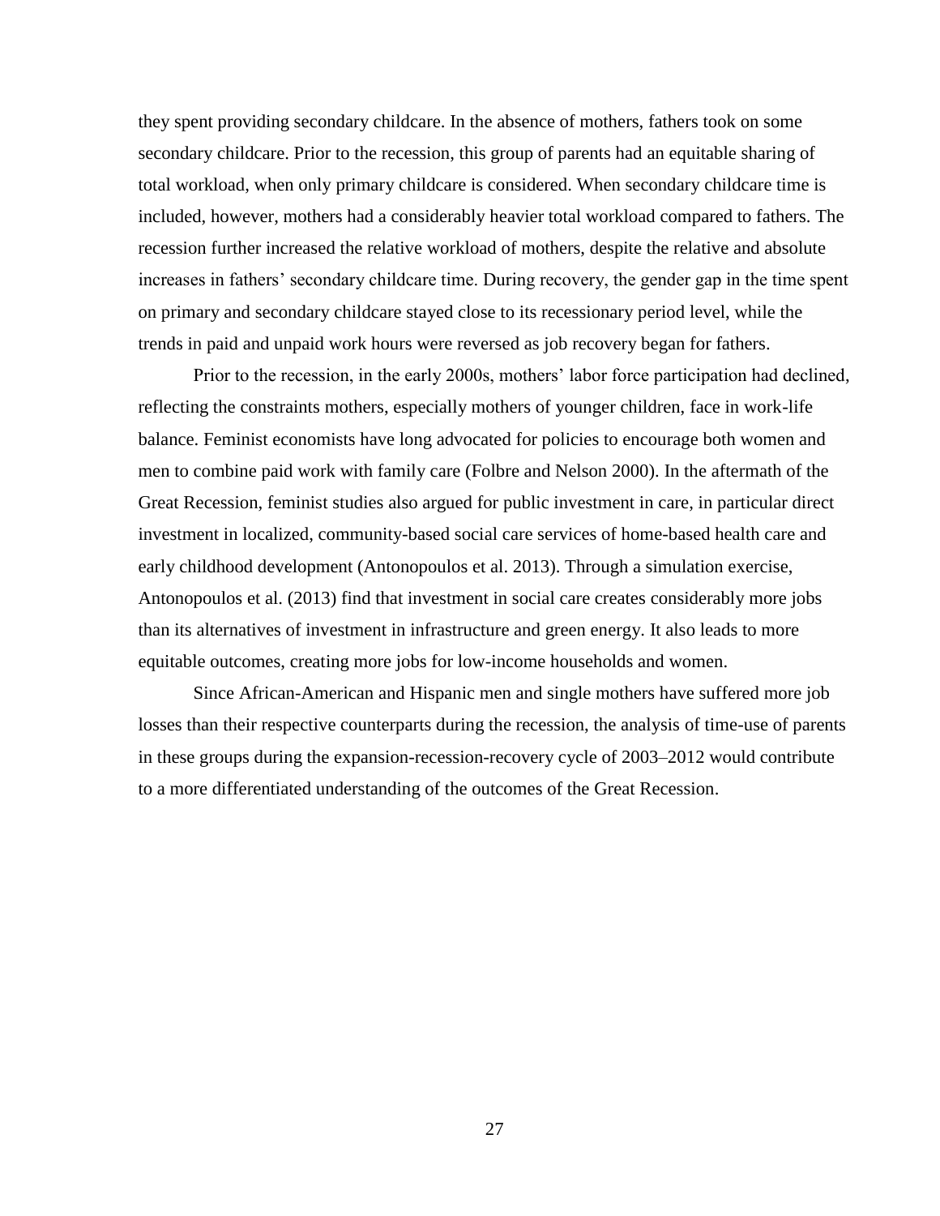they spent providing secondary childcare. In the absence of mothers, fathers took on some secondary childcare. Prior to the recession, this group of parents had an equitable sharing of total workload, when only primary childcare is considered. When secondary childcare time is included, however, mothers had a considerably heavier total workload compared to fathers. The recession further increased the relative workload of mothers, despite the relative and absolute increases in fathers' secondary childcare time. During recovery, the gender gap in the time spent on primary and secondary childcare stayed close to its recessionary period level, while the trends in paid and unpaid work hours were reversed as job recovery began for fathers.

Prior to the recession, in the early 2000s, mothers' labor force participation had declined, reflecting the constraints mothers, especially mothers of younger children, face in work-life balance. Feminist economists have long advocated for policies to encourage both women and men to combine paid work with family care (Folbre and Nelson 2000). In the aftermath of the Great Recession, feminist studies also argued for public investment in care, in particular direct investment in localized, community-based social care services of home-based health care and early childhood development (Antonopoulos et al. 2013). Through a simulation exercise, Antonopoulos et al. (2013) find that investment in social care creates considerably more jobs than its alternatives of investment in infrastructure and green energy. It also leads to more equitable outcomes, creating more jobs for low-income households and women.

Since African-American and Hispanic men and single mothers have suffered more job losses than their respective counterparts during the recession, the analysis of time-use of parents in these groups during the expansion-recession-recovery cycle of 2003–2012 would contribute to a more differentiated understanding of the outcomes of the Great Recession.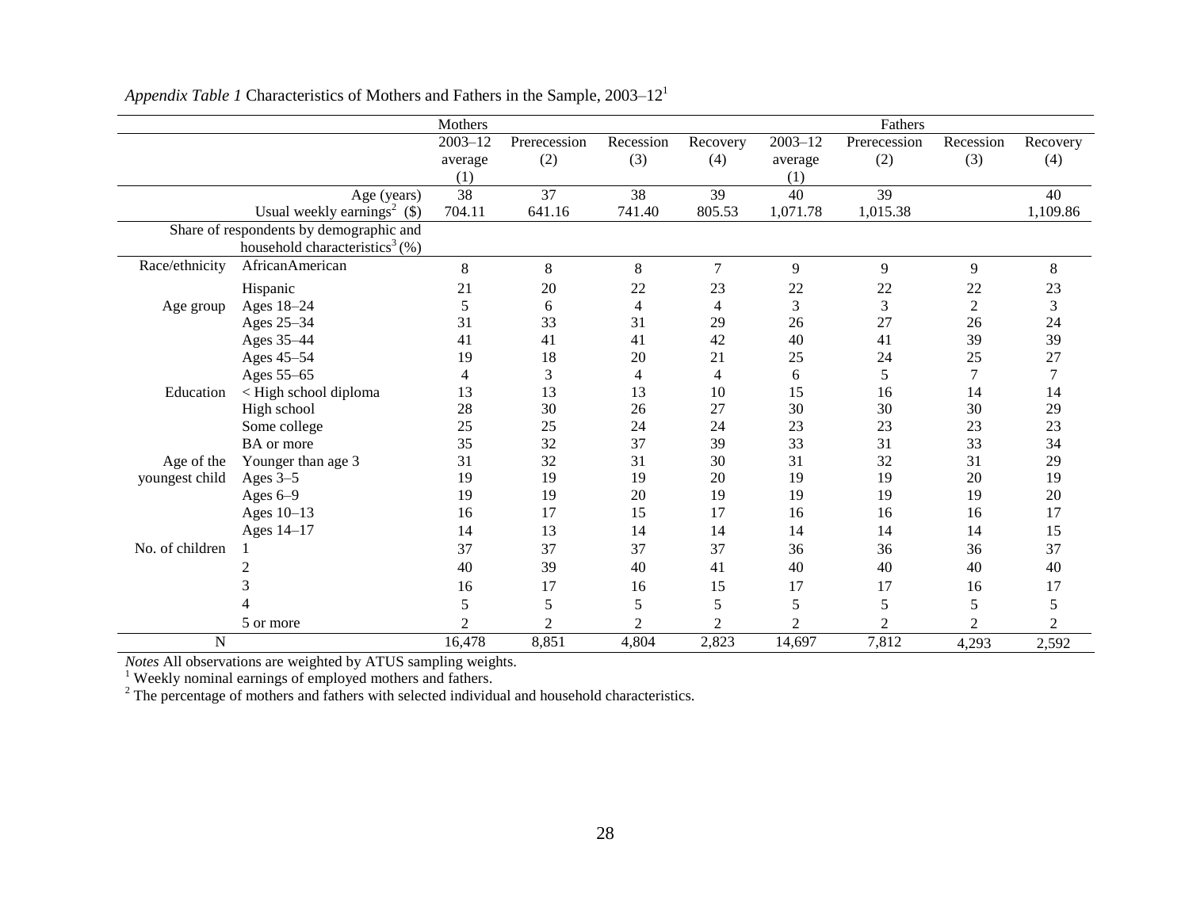*Appendix Table 1* Characteristics of Mothers and Fathers in the Sample, 2003–12[1]

| | | Mothers | | | | Fathers | | | |
|---|---|---|---|---|---|---|---|---|---|
| | | 2003–12 average (1) | Prerecession (2) | Recession (3) | Recovery (4) | 2003–12 average (1) | Prerecession (2) | Recession (3) | Recovery (4) |
| | Age (years) | 38 | 37 | 38 | 39 | 40 | 39 | | 40 |
| | Usual weekly earnings[2] ($) | 704.11 | 641.16 | 741.40 | 805.53 | 1,071.78 | 1,015.38 | | 1,109.86 |
| | Share of respondents by demographic and household characteristics[3] (%) | | | | | | | | |
| Race/ethnicity | AfricanAmerican | 8 | 8 | 8 | 7 | 9 | 9 | 9 | 8 |
| | Hispanic | 21 | 20 | 22 | 23 | 22 | 22 | 22 | 23 |
| Age group | Ages 18–24 | 5 | 6 | 4 | 4 | 3 | 3 | 2 | 3 |
| | Ages 25–34 | 31 | 33 | 31 | 29 | 26 | 27 | 26 | 24 |
| | Ages 35–44 | 41 | 41 | 41 | 42 | 40 | 41 | 39 | 39 |
| | Ages 45–54 | 19 | 18 | 20 | 21 | 25 | 24 | 25 | 27 |
| | Ages 55–65 | 4 | 3 | 4 | 4 | 6 | 5 | 7 | 7 |
| Education | < High school diploma | 13 | 13 | 13 | 10 | 15 | 16 | 14 | 14 |
| | High school | 28 | 30 | 26 | 27 | 30 | 30 | 30 | 29 |
| | Some college | 25 | 25 | 24 | 24 | 23 | 23 | 23 | 23 |
| | BA or more | 35 | 32 | 37 | 39 | 33 | 31 | 33 | 34 |
| Age of the youngest child | Younger than age 3 | 31 | 32 | 31 | 30 | 31 | 32 | 31 | 29 |
| | Ages 3–5 | 19 | 19 | 19 | 20 | 19 | 19 | 20 | 19 |
| | Ages 6–9 | 19 | 19 | 20 | 19 | 19 | 19 | 19 | 20 |
| | Ages 10–13 | 16 | 17 | 15 | 17 | 16 | 16 | 16 | 17 |
| | Ages 14–17 | 14 | 13 | 14 | 14 | 14 | 14 | 14 | 15 |
| No. of children | 1 | 37 | 37 | 37 | 37 | 36 | 36 | 36 | 37 |
| | 2 | 40 | 39 | 40 | 41 | 40 | 40 | 40 | 40 |
| | 3 | 16 | 17 | 16 | 15 | 17 | 17 | 16 | 17 |
| | 4 | 5 | 5 | 5 | 5 | 5 | 5 | 5 | 5 |
| | 5 or more | 2 | 2 | 2 | 2 | 2 | 2 | 2 | 2 |
| N | | 16,478 | 8,851 | 4,804 | 2,823 | 14,697 | 7,812 | 4,293 | 2,592 |

*Notes* All observations are weighted by ATUS sampling weights.
[1] Weekly nominal earnings of employed mothers and fathers.
[2] The percentage of mothers and fathers with selected individual and household characteristics.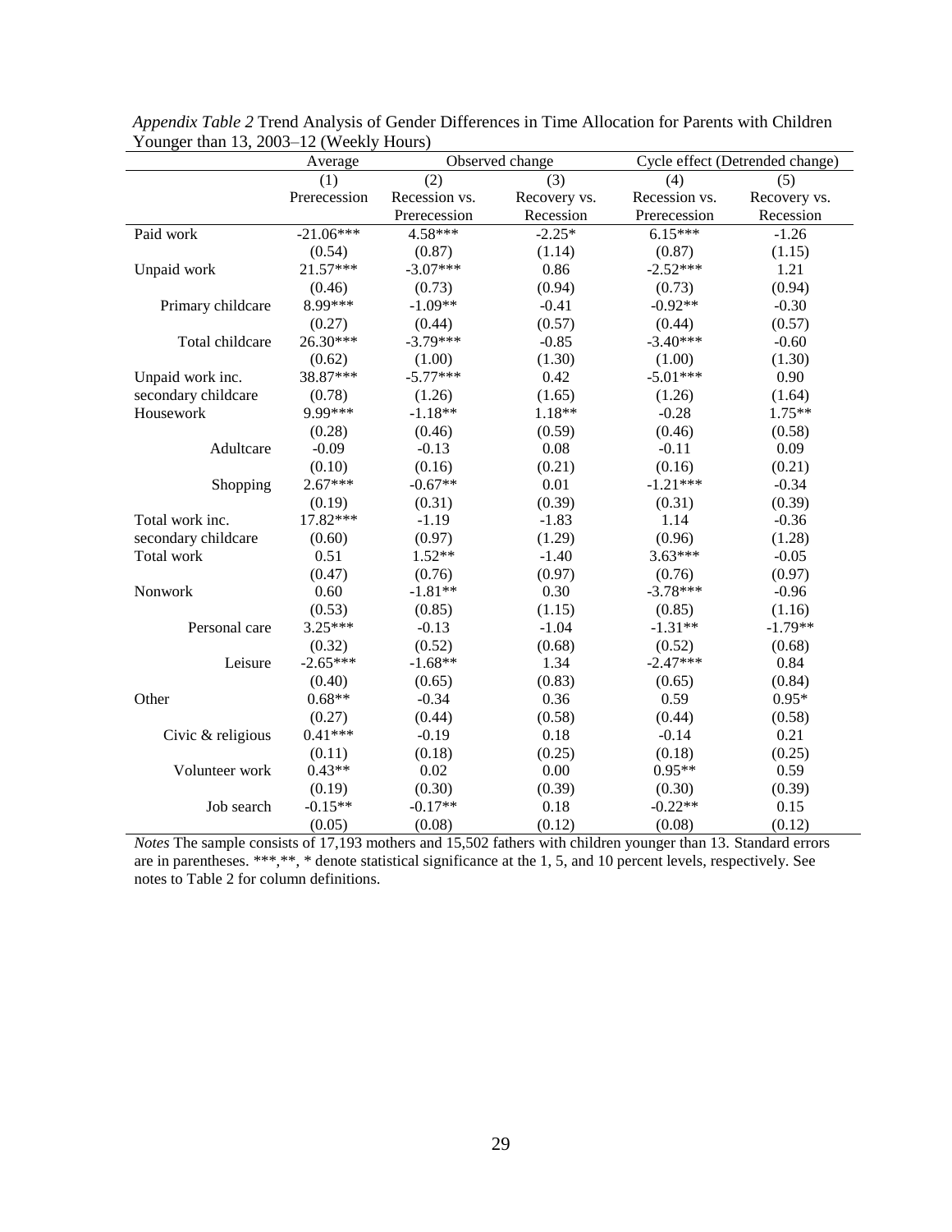*Appendix Table 2* Trend Analysis of Gender Differences in Time Allocation for Parents with Children Younger than 13, 2003–12 (Weekly Hours)

| | Average | Observed change | | Cycle effect (Detrended change) | |
|---|---|---|---|---|---|
| | (1) | (2) | (3) | (4) | (5) |
| | Prerecession | Recession vs. Prerecession | Recovery vs. Recession | Recession vs. Prerecession | Recovery vs. Recession |
| Paid work | -21.06*** | 4.58*** | -2.25* | 6.15*** | -1.26 |
| | (0.54) | (0.87) | (1.14) | (0.87) | (1.15) |
| Unpaid work | 21.57*** | -3.07*** | 0.86 | -2.52*** | 1.21 |
| | (0.46) | (0.73) | (0.94) | (0.73) | (0.94) |
| Primary childcare | 8.99*** | -1.09** | -0.41 | -0.92** | -0.30 |
| | (0.27) | (0.44) | (0.57) | (0.44) | (0.57) |
| Total childcare | 26.30*** | -3.79*** | -0.85 | -3.40*** | -0.60 |
| | (0.62) | (1.00) | (1.30) | (1.00) | (1.30) |
| Unpaid work inc. secondary childcare | 38.87*** | -5.77*** | 0.42 | -5.01*** | 0.90 |
| | (0.78) | (1.26) | (1.65) | (1.26) | (1.64) |
| Housework | 9.99*** | -1.18** | 1.18** | -0.28 | 1.75** |
| | (0.28) | (0.46) | (0.59) | (0.46) | (0.58) |
| Adultcare | -0.09 | -0.13 | 0.08 | -0.11 | 0.09 |
| | (0.10) | (0.16) | (0.21) | (0.16) | (0.21) |
| Shopping | 2.67*** | -0.67** | 0.01 | -1.21*** | -0.34 |
| | (0.19) | (0.31) | (0.39) | (0.31) | (0.39) |
| Total work inc. secondary childcare | 17.82*** | -1.19 | -1.83 | 1.14 | -0.36 |
| | (0.60) | (0.97) | (1.29) | (0.96) | (1.28) |
| Total work | 0.51 | 1.52** | -1.40 | 3.63*** | -0.05 |
| | (0.47) | (0.76) | (0.97) | (0.76) | (0.97) |
| Nonwork | 0.60 | -1.81** | 0.30 | -3.78*** | -0.96 |
| | (0.53) | (0.85) | (1.15) | (0.85) | (1.16) |
| Personal care | 3.25*** | -0.13 | -1.04 | -1.31** | -1.79** |
| | (0.32) | (0.52) | (0.68) | (0.52) | (0.68) |
| Leisure | -2.65*** | -1.68** | 1.34 | -2.47*** | 0.84 |
| | (0.40) | (0.65) | (0.83) | (0.65) | (0.84) |
| Other | 0.68** | -0.34 | 0.36 | 0.59 | 0.95* |
| | (0.27) | (0.44) | (0.58) | (0.44) | (0.58) |
| Civic & religious | 0.41*** | -0.19 | 0.18 | -0.14 | 0.21 |
| | (0.11) | (0.18) | (0.25) | (0.18) | (0.25) |
| Volunteer work | 0.43** | 0.02 | 0.00 | 0.95** | 0.59 |
| | (0.19) | (0.30) | (0.39) | (0.30) | (0.39) |
| Job search | -0.15** | -0.17** | 0.18 | -0.22** | 0.15 |
| | (0.05) | (0.08) | (0.12) | (0.08) | (0.12) |

*Notes* The sample consists of 17,193 mothers and 15,502 fathers with children younger than 13. Standard errors are in parentheses. ***,**, * denote statistical significance at the 1, 5, and 10 percent levels, respectively. See notes to Table 2 for column definitions.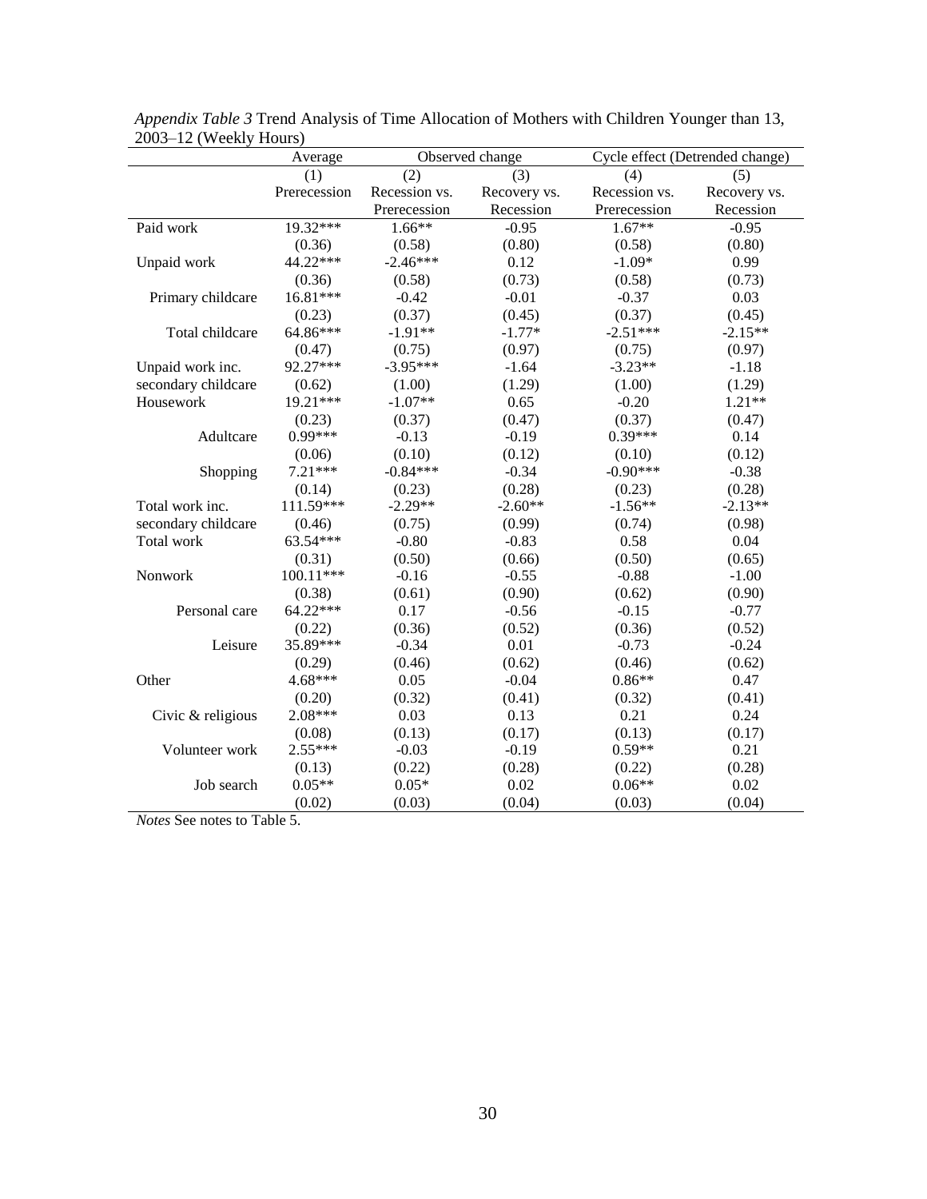*Appendix Table 3* Trend Analysis of Time Allocation of Mothers with Children Younger than 13, 2003–12 (Weekly Hours)

| | Average | Observed change | | Cycle effect (Detrended change) | |
|---|---|---|---|---|---|
| | (1) | (2) | (3) | (4) | (5) |
| | Prerecession | Recession vs. Prerecession | Recovery vs. Recession | Recession vs. Prerecession | Recovery vs. Recession |
| Paid work | 19.32*** | 1.66** | -0.95 | 1.67** | -0.95 |
| | (0.36) | (0.58) | (0.80) | (0.58) | (0.80) |
| Unpaid work | 44.22*** | -2.46*** | 0.12 | -1.09* | 0.99 |
| | (0.36) | (0.58) | (0.73) | (0.58) | (0.73) |
| Primary childcare | 16.81*** | -0.42 | -0.01 | -0.37 | 0.03 |
| | (0.23) | (0.37) | (0.45) | (0.37) | (0.45) |
| Total childcare | 64.86*** | -1.91** | -1.77* | -2.51*** | -2.15** |
| | (0.47) | (0.75) | (0.97) | (0.75) | (0.97) |
| Unpaid work inc. secondary childcare | 92.27*** | -3.95*** | -1.64 | -3.23** | -1.18 |
| | (0.62) | (1.00) | (1.29) | (1.00) | (1.29) |
| Housework | 19.21*** | -1.07** | 0.65 | -0.20 | 1.21** |
| | (0.23) | (0.37) | (0.47) | (0.37) | (0.47) |
| Adultcare | 0.99*** | -0.13 | -0.19 | 0.39*** | 0.14 |
| | (0.06) | (0.10) | (0.12) | (0.10) | (0.12) |
| Shopping | 7.21*** | -0.84*** | -0.34 | -0.90*** | -0.38 |
| | (0.14) | (0.23) | (0.28) | (0.23) | (0.28) |
| Total work inc. secondary childcare | 111.59*** | -2.29** | -2.60** | -1.56** | -2.13** |
| | (0.46) | (0.75) | (0.99) | (0.74) | (0.98) |
| Total work | 63.54*** | -0.80 | -0.83 | 0.58 | 0.04 |
| | (0.31) | (0.50) | (0.66) | (0.50) | (0.65) |
| Nonwork | 100.11*** | -0.16 | -0.55 | -0.88 | -1.00 |
| | (0.38) | (0.61) | (0.90) | (0.62) | (0.90) |
| Personal care | 64.22*** | 0.17 | -0.56 | -0.15 | -0.77 |
| | (0.22) | (0.36) | (0.52) | (0.36) | (0.52) |
| Leisure | 35.89*** | -0.34 | 0.01 | -0.73 | -0.24 |
| | (0.29) | (0.46) | (0.62) | (0.46) | (0.62) |
| Other | 4.68*** | 0.05 | -0.04 | 0.86** | 0.47 |
| | (0.20) | (0.32) | (0.41) | (0.32) | (0.41) |
| Civic & religious | 2.08*** | 0.03 | 0.13 | 0.21 | 0.24 |
| | (0.08) | (0.13) | (0.17) | (0.13) | (0.17) |
| Volunteer work | 2.55*** | -0.03 | -0.19 | 0.59** | 0.21 |
| | (0.13) | (0.22) | (0.28) | (0.22) | (0.28) |
| Job search | 0.05** | 0.05* | 0.02 | 0.06** | 0.02 |
| | (0.02) | (0.03) | (0.04) | (0.03) | (0.04) |

*Notes* See notes to Table 5.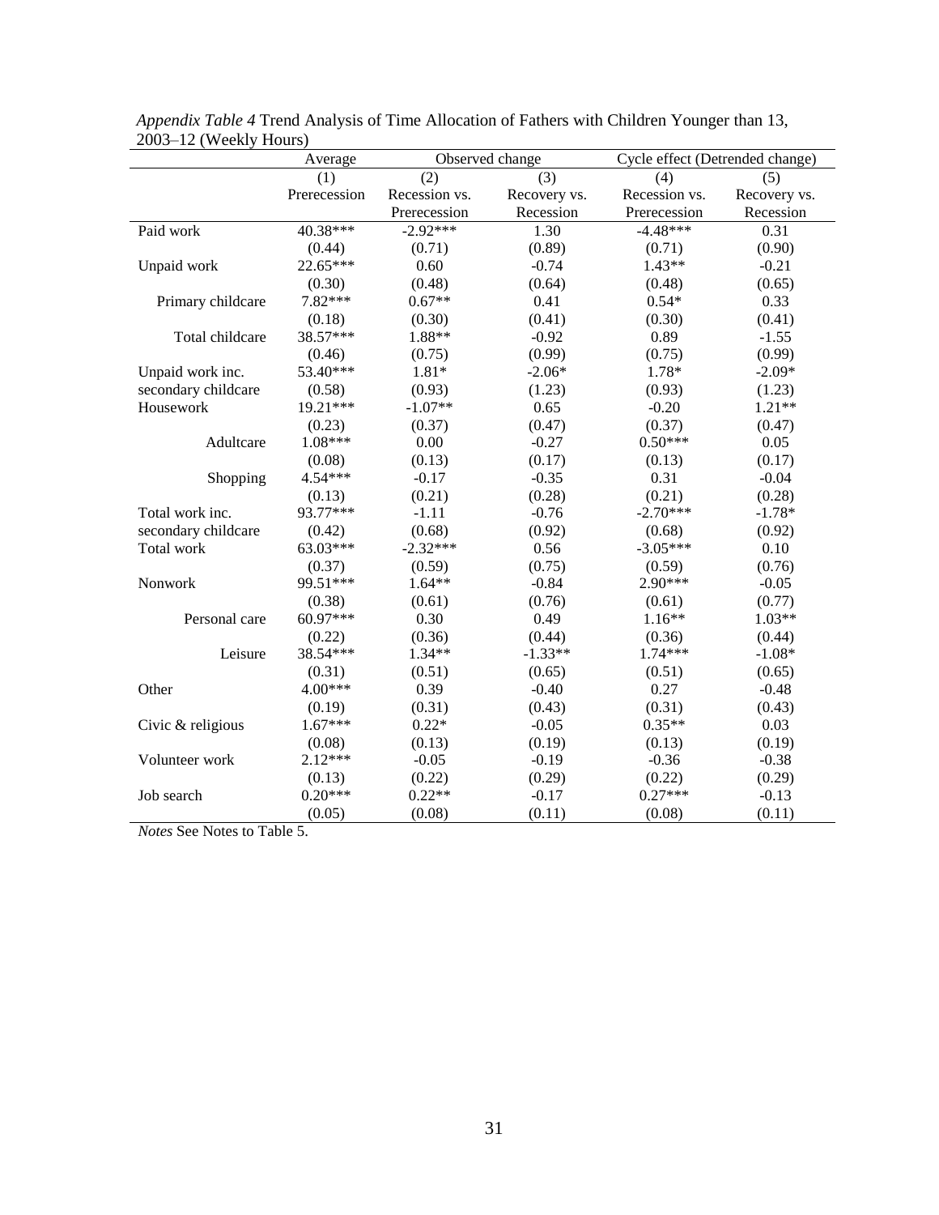*Appendix Table 4* Trend Analysis of Time Allocation of Fathers with Children Younger than 13, 2003–12 (Weekly Hours)

| | Average | Observed change | | Cycle effect (Detrended change) | |
|---|---|---|---|---|---|
| | (1) | (2) | (3) | (4) | (5) |
| | Prerecession | Recession vs. Prerecession | Recovery vs. Recession | Recession vs. Prerecession | Recovery vs. Recession |
| Paid work | 40.38*** | -2.92*** | 1.30 | -4.48*** | 0.31 |
| | (0.44) | (0.71) | (0.89) | (0.71) | (0.90) |
| Unpaid work | 22.65*** | 0.60 | -0.74 | 1.43** | -0.21 |
| | (0.30) | (0.48) | (0.64) | (0.48) | (0.65) |
| Primary childcare | 7.82*** | 0.67** | 0.41 | 0.54* | 0.33 |
| | (0.18) | (0.30) | (0.41) | (0.30) | (0.41) |
| Total childcare | 38.57*** | 1.88** | -0.92 | 0.89 | -1.55 |
| | (0.46) | (0.75) | (0.99) | (0.75) | (0.99) |
| Unpaid work inc. secondary childcare | 53.40*** | 1.81* | -2.06* | 1.78* | -2.09* |
| | (0.58) | (0.93) | (1.23) | (0.93) | (1.23) |
| Housework | 19.21*** | -1.07** | 0.65 | -0.20 | 1.21** |
| | (0.23) | (0.37) | (0.47) | (0.37) | (0.47) |
| Adultcare | 1.08*** | 0.00 | -0.27 | 0.50*** | 0.05 |
| | (0.08) | (0.13) | (0.17) | (0.13) | (0.17) |
| Shopping | 4.54*** | -0.17 | -0.35 | 0.31 | -0.04 |
| | (0.13) | (0.21) | (0.28) | (0.21) | (0.28) |
| Total work inc. secondary childcare | 93.77*** | -1.11 | -0.76 | -2.70*** | -1.78* |
| | (0.42) | (0.68) | (0.92) | (0.68) | (0.92) |
| Total work | 63.03*** | -2.32*** | 0.56 | -3.05*** | 0.10 |
| | (0.37) | (0.59) | (0.75) | (0.59) | (0.76) |
| Nonwork | 99.51*** | 1.64** | -0.84 | 2.90*** | -0.05 |
| | (0.38) | (0.61) | (0.76) | (0.61) | (0.77) |
| Personal care | 60.97*** | 0.30 | 0.49 | 1.16** | 1.03** |
| | (0.22) | (0.36) | (0.44) | (0.36) | (0.44) |
| Leisure | 38.54*** | 1.34** | -1.33** | 1.74*** | -1.08* |
| | (0.31) | (0.51) | (0.65) | (0.51) | (0.65) |
| Other | 4.00*** | 0.39 | -0.40 | 0.27 | -0.48 |
| | (0.19) | (0.31) | (0.43) | (0.31) | (0.43) |
| Civic & religious | 1.67*** | 0.22* | -0.05 | 0.35** | 0.03 |
| | (0.08) | (0.13) | (0.19) | (0.13) | (0.19) |
| Volunteer work | 2.12*** | -0.05 | -0.19 | -0.36 | -0.38 |
| | (0.13) | (0.22) | (0.29) | (0.22) | (0.29) |
| Job search | 0.20*** | 0.22** | -0.17 | 0.27*** | -0.13 |
| | (0.05) | (0.08) | (0.11) | (0.08) | (0.11) |

*Notes* See Notes to Table 5.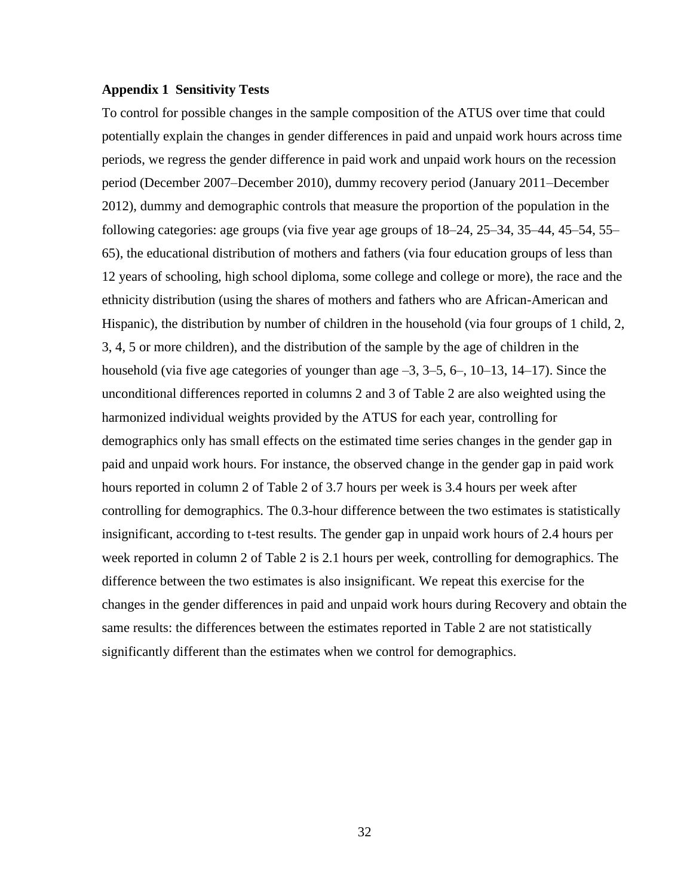**Appendix 1 Sensitivity Tests**

To control for possible changes in the sample composition of the ATUS over time that could potentially explain the changes in gender differences in paid and unpaid work hours across time periods, we regress the gender difference in paid work and unpaid work hours on the recession period (December 2007–December 2010), dummy recovery period (January 2011–December 2012), dummy and demographic controls that measure the proportion of the population in the following categories: age groups (via five year age groups of 18–24, 25–34, 35–44, 45–54, 55–65), the educational distribution of mothers and fathers (via four education groups of less than 12 years of schooling, high school diploma, some college and college or more), the race and the ethnicity distribution (using the shares of mothers and fathers who are African-American and Hispanic), the distribution by number of children in the household (via four groups of 1 child, 2, 3, 4, 5 or more children), and the distribution of the sample by the age of children in the household (via five age categories of younger than age –3, 3–5, 6–, 10–13, 14–17). Since the unconditional differences reported in columns 2 and 3 of Table 2 are also weighted using the harmonized individual weights provided by the ATUS for each year, controlling for demographics only has small effects on the estimated time series changes in the gender gap in paid and unpaid work hours. For instance, the observed change in the gender gap in paid work hours reported in column 2 of Table 2 of 3.7 hours per week is 3.4 hours per week after controlling for demographics. The 0.3-hour difference between the two estimates is statistically insignificant, according to t-test results. The gender gap in unpaid work hours of 2.4 hours per week reported in column 2 of Table 2 is 2.1 hours per week, controlling for demographics. The difference between the two estimates is also insignificant. We repeat this exercise for the changes in the gender differences in paid and unpaid work hours during Recovery and obtain the same results: the differences between the estimates reported in Table 2 are not statistically significantly different than the estimates when we control for demographics.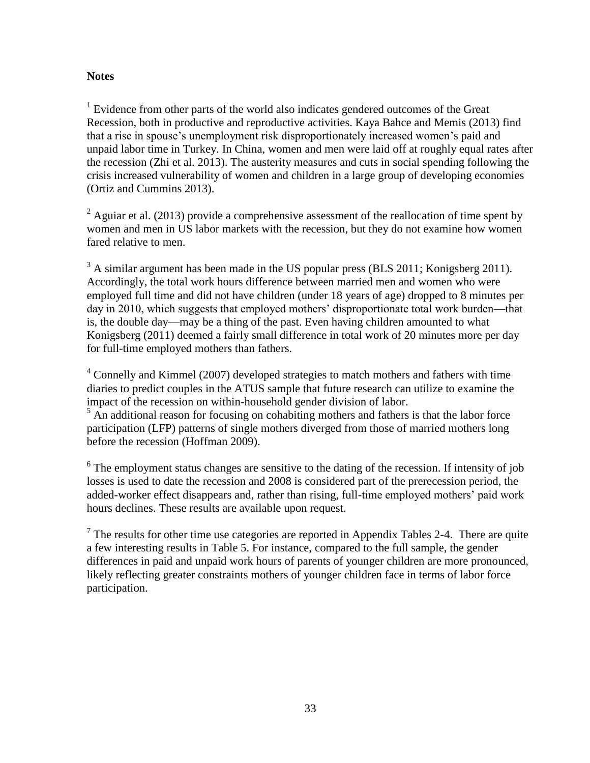**Notes**

[1] Evidence from other parts of the world also indicates gendered outcomes of the Great Recession, both in productive and reproductive activities. Kaya Bahce and Memis (2013) find that a rise in spouse's unemployment risk disproportionately increased women's paid and unpaid labor time in Turkey. In China, women and men were laid off at roughly equal rates after the recession (Zhi et al. 2013). The austerity measures and cuts in social spending following the crisis increased vulnerability of women and children in a large group of developing economies (Ortiz and Cummins 2013).

[2] Aguiar et al. (2013) provide a comprehensive assessment of the reallocation of time spent by women and men in US labor markets with the recession, but they do not examine how women fared relative to men.

[3] A similar argument has been made in the US popular press (BLS 2011; Konigsberg 2011). Accordingly, the total work hours difference between married men and women who were employed full time and did not have children (under 18 years of age) dropped to 8 minutes per day in 2010, which suggests that employed mothers' disproportionate total work burden—that is, the double day—may be a thing of the past. Even having children amounted to what Konigsberg (2011) deemed a fairly small difference in total work of 20 minutes more per day for full-time employed mothers than fathers.

[4] Connelly and Kimmel (2007) developed strategies to match mothers and fathers with time diaries to predict couples in the ATUS sample that future research can utilize to examine the impact of the recession on within-household gender division of labor.

[5] An additional reason for focusing on cohabiting mothers and fathers is that the labor force participation (LFP) patterns of single mothers diverged from those of married mothers long before the recession (Hoffman 2009).

[6] The employment status changes are sensitive to the dating of the recession. If intensity of job losses is used to date the recession and 2008 is considered part of the prerecession period, the added-worker effect disappears and, rather than rising, full-time employed mothers' paid work hours declines. These results are available upon request.

[7] The results for other time use categories are reported in Appendix Tables 2-4. There are quite a few interesting results in Table 5. For instance, compared to the full sample, the gender differences in paid and unpaid work hours of parents of younger children are more pronounced, likely reflecting greater constraints mothers of younger children face in terms of labor force participation.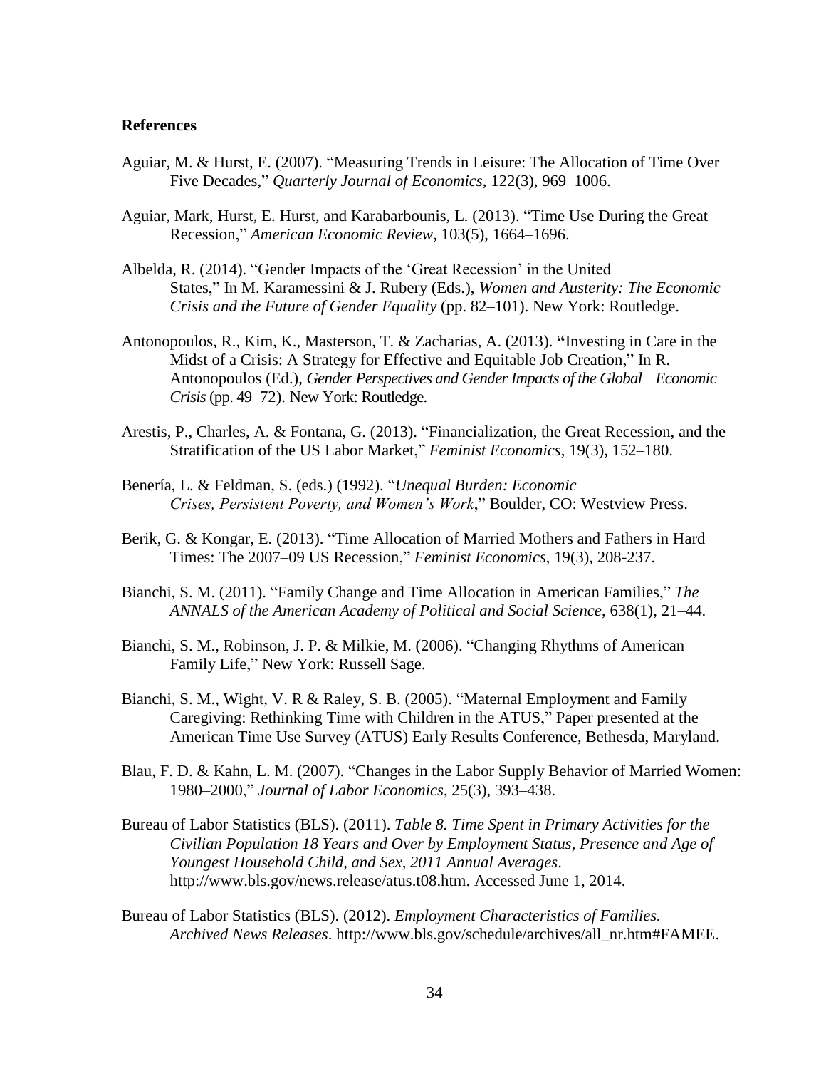**References**

Aguiar, M. & Hurst, E. (2007). "Measuring Trends in Leisure: The Allocation of Time Over Five Decades," *Quarterly Journal of Economics*, 122(3), 969–1006.

Aguiar, Mark, Hurst, E. Hurst, and Karabarbounis, L. (2013). "Time Use During the Great Recession," *American Economic Review*, 103(5), 1664–1696.

Albelda, R. (2014). "Gender Impacts of the 'Great Recession' in the United States," In M. Karamessini & J. Rubery (Eds.), *Women and Austerity: The Economic Crisis and the Future of Gender Equality* (pp. 82–101). New York: Routledge.

Antonopoulos, R., Kim, K., Masterson, T. & Zacharias, A. (2013). "Investing in Care in the Midst of a Crisis: A Strategy for Effective and Equitable Job Creation," In R. Antonopoulos (Ed.), *Gender Perspectives and Gender Impacts of the Global Economic Crisis* (pp. 49–72). New York: Routledge.

Arestis, P., Charles, A. & Fontana, G. (2013). "Financialization, the Great Recession, and the Stratification of the US Labor Market," *Feminist Economics*, 19(3), 152–180.

Benería, L. & Feldman, S. (eds.) (1992). "*Unequal Burden: Economic Crises, Persistent Poverty, and Women's Work*," Boulder, CO: Westview Press.

Berik, G. & Kongar, E. (2013). "Time Allocation of Married Mothers and Fathers in Hard Times: The 2007–09 US Recession," *Feminist Economics*, 19(3), 208-237.

Bianchi, S. M. (2011). "Family Change and Time Allocation in American Families," *The ANNALS of the American Academy of Political and Social Science*, 638(1), 21–44.

Bianchi, S. M., Robinson, J. P. & Milkie, M. (2006). "Changing Rhythms of American Family Life," New York: Russell Sage.

Bianchi, S. M., Wight, V. R & Raley, S. B. (2005). "Maternal Employment and Family Caregiving: Rethinking Time with Children in the ATUS," Paper presented at the American Time Use Survey (ATUS) Early Results Conference, Bethesda, Maryland.

Blau, F. D. & Kahn, L. M. (2007). "Changes in the Labor Supply Behavior of Married Women: 1980–2000," *Journal of Labor Economics*, 25(3), 393–438.

Bureau of Labor Statistics (BLS). (2011). *Table 8. Time Spent in Primary Activities for the Civilian Population 18 Years and Over by Employment Status, Presence and Age of Youngest Household Child, and Sex, 2011 Annual Averages*. http://www.bls.gov/news.release/atus.t08.htm. Accessed June 1, 2014.

Bureau of Labor Statistics (BLS). (2012). *Employment Characteristics of Families. Archived News Releases*. http://www.bls.gov/schedule/archives/all_nr.htm#FAMEE.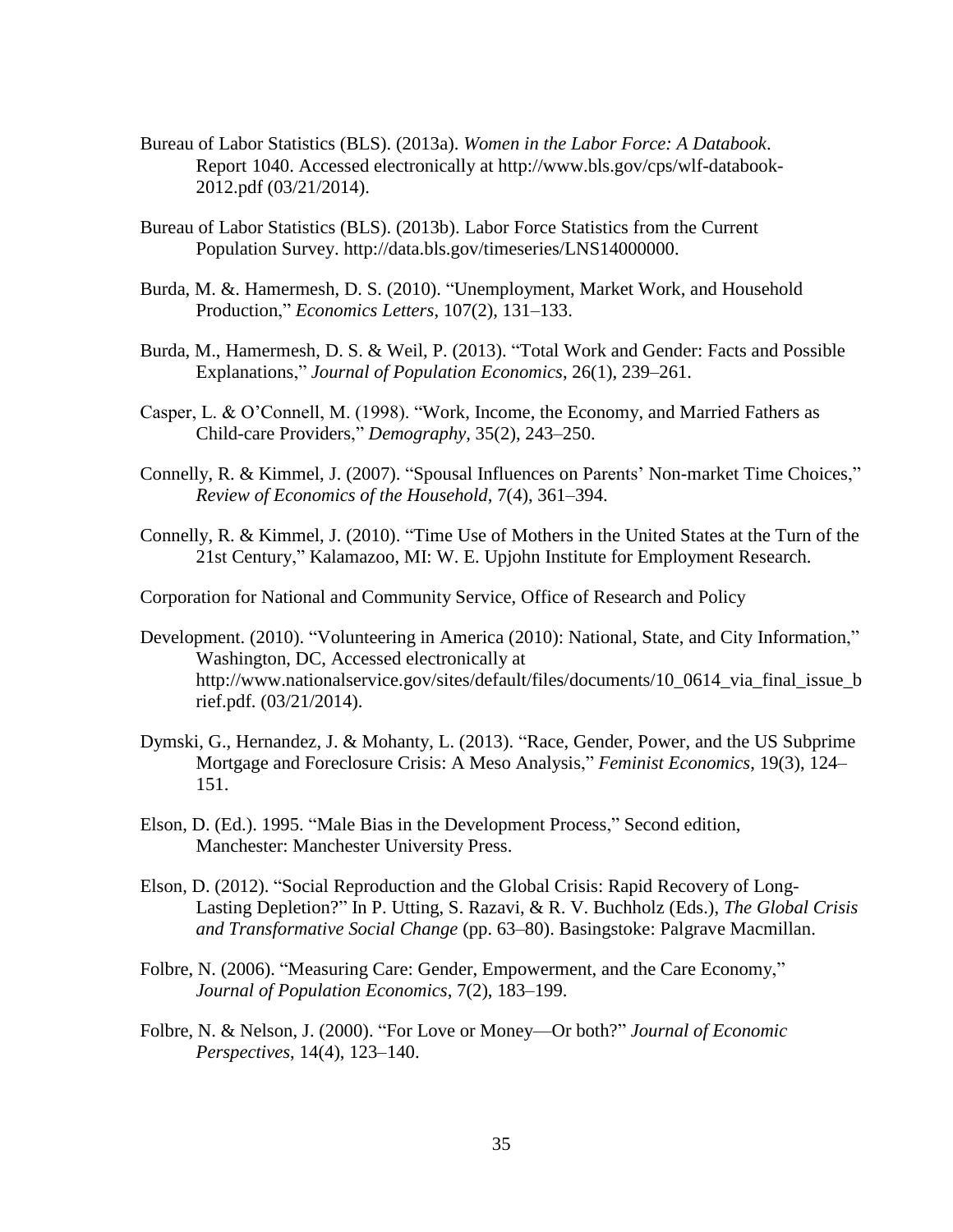Bureau of Labor Statistics (BLS). (2013a). *Women in the Labor Force: A Databook*. Report 1040. Accessed electronically at http://www.bls.gov/cps/wlf-databook-2012.pdf (03/21/2014).

Bureau of Labor Statistics (BLS). (2013b). Labor Force Statistics from the Current Population Survey. http://data.bls.gov/timeseries/LNS14000000.

Burda, M. &. Hamermesh, D. S. (2010). "Unemployment, Market Work, and Household Production," *Economics Letters*, 107(2), 131–133.

Burda, M., Hamermesh, D. S. & Weil, P. (2013). "Total Work and Gender: Facts and Possible Explanations," *Journal of Population Economics*, 26(1), 239–261.

Casper, L. & O'Connell, M. (1998). "Work, Income, the Economy, and Married Fathers as Child-care Providers," *Demography*, 35(2), 243–250.

Connelly, R. & Kimmel, J. (2007). "Spousal Influences on Parents' Non-market Time Choices," *Review of Economics of the Household*, 7(4), 361–394.

Connelly, R. & Kimmel, J. (2010). "Time Use of Mothers in the United States at the Turn of the 21st Century," Kalamazoo, MI: W. E. Upjohn Institute for Employment Research.

Corporation for National and Community Service, Office of Research and Policy

Development. (2010). "Volunteering in America (2010): National, State, and City Information," Washington, DC, Accessed electronically at http://www.nationalservice.gov/sites/default/files/documents/10_0614_via_final_issue_brief.pdf. (03/21/2014).

Dymski, G., Hernandez, J. & Mohanty, L. (2013). "Race, Gender, Power, and the US Subprime Mortgage and Foreclosure Crisis: A Meso Analysis," *Feminist Economics*, 19(3), 124–151.

Elson, D. (Ed.). 1995. "Male Bias in the Development Process," Second edition, Manchester: Manchester University Press.

Elson, D. (2012). "Social Reproduction and the Global Crisis: Rapid Recovery of Long-Lasting Depletion?" In P. Utting, S. Razavi, & R. V. Buchholz (Eds.), *The Global Crisis and Transformative Social Change* (pp. 63–80). Basingstoke: Palgrave Macmillan.

Folbre, N. (2006). "Measuring Care: Gender, Empowerment, and the Care Economy," *Journal of Population Economics*, 7(2), 183–199.

Folbre, N. & Nelson, J. (2000). "For Love or Money—Or both?" *Journal of Economic Perspectives*, 14(4), 123–140.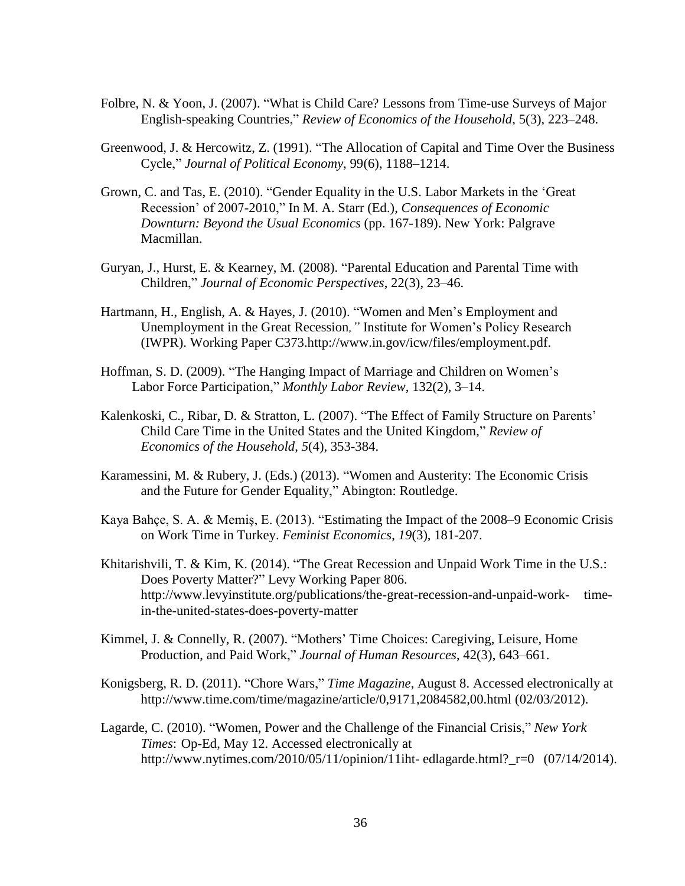Folbre, N. & Yoon, J. (2007). "What is Child Care? Lessons from Time-use Surveys of Major English-speaking Countries," *Review of Economics of the Household*, 5(3), 223–248.

Greenwood, J. & Hercowitz, Z. (1991). "The Allocation of Capital and Time Over the Business Cycle," *Journal of Political Economy*, 99(6), 1188–1214.

Grown, C. and Tas, E. (2010). "Gender Equality in the U.S. Labor Markets in the 'Great Recession' of 2007-2010," In M. A. Starr (Ed.), *Consequences of Economic Downturn: Beyond the Usual Economics* (pp. 167-189). New York: Palgrave Macmillan.

Guryan, J., Hurst, E. & Kearney, M. (2008). "Parental Education and Parental Time with Children," *Journal of Economic Perspectives*, 22(3), 23–46.

Hartmann, H., English, A. & Hayes, J. (2010). "Women and Men's Employment and Unemployment in the Great Recession*,"* Institute for Women's Policy Research (IWPR). Working Paper C373.http://www.in.gov/icw/files/employment.pdf.

Hoffman, S. D. (2009). "The Hanging Impact of Marriage and Children on Women's Labor Force Participation," *Monthly Labor Review*, 132(2), 3–14.

Kalenkoski, C., Ribar, D. & Stratton, L. (2007). "The Effect of Family Structure on Parents' Child Care Time in the United States and the United Kingdom," *Review of Economics of the Household*, *5*(4), 353-384.

Karamessini, M. & Rubery, J. (Eds.) (2013). "Women and Austerity: The Economic Crisis and the Future for Gender Equality," Abington: Routledge.

Kaya Bahçe, S. A. & Memiş, E. (2013). "Estimating the Impact of the 2008–9 Economic Crisis on Work Time in Turkey. *Feminist Economics*, *19*(3), 181-207.

Khitarishvili, T. & Kim, K. (2014). "The Great Recession and Unpaid Work Time in the U.S.: Does Poverty Matter?" Levy Working Paper 806. http://www.levyinstitute.org/publications/the-great-recession-and-unpaid-work- time-in-the-united-states-does-poverty-matter

Kimmel, J. & Connelly, R. (2007). "Mothers' Time Choices: Caregiving, Leisure, Home Production, and Paid Work," *Journal of Human Resources*, 42(3), 643–661.

Konigsberg, R. D. (2011). "Chore Wars," *Time Magazine*, August 8. Accessed electronically at http://www.time.com/time/magazine/article/0,9171,2084582,00.html (02/03/2012).

Lagarde, C. (2010). "Women, Power and the Challenge of the Financial Crisis," *New York Times*: Op-Ed, May 12. Accessed electronically at http://www.nytimes.com/2010/05/11/opinion/11iht- edlagarde.html?_r=0 (07/14/2014).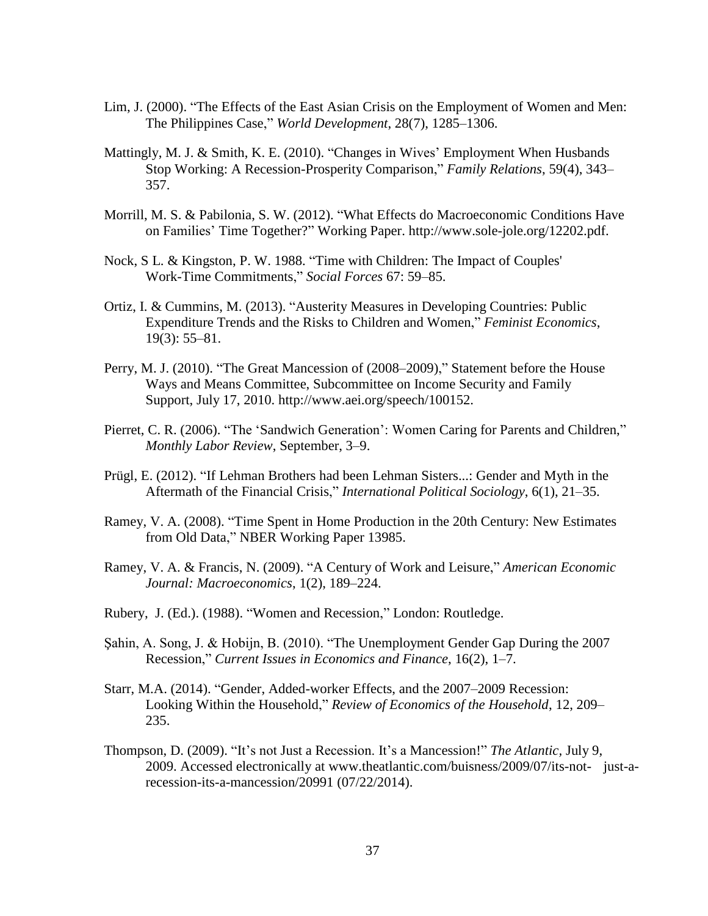Lim, J. (2000). “The Effects of the East Asian Crisis on the Employment of Women and Men: The Philippines Case,” *World Development*, 28(7), 1285–1306.

Mattingly, M. J. & Smith, K. E. (2010). “Changes in Wives’ Employment When Husbands Stop Working: A Recession-Prosperity Comparison,” *Family Relations*, 59(4), 343–357.

Morrill, M. S. & Pabilonia, S. W. (2012). “What Effects do Macroeconomic Conditions Have on Families’ Time Together?” Working Paper. http://www.sole-jole.org/12202.pdf.

Nock, S L. & Kingston, P. W. 1988. “Time with Children: The Impact of Couples' Work-Time Commitments,” *Social Forces* 67: 59–85.

Ortiz, I. & Cummins, M. (2013). “Austerity Measures in Developing Countries: Public Expenditure Trends and the Risks to Children and Women,” *Feminist Economics*, 19(3): 55–81.

Perry, M. J. (2010). “The Great Mancession of (2008–2009),” Statement before the House Ways and Means Committee, Subcommittee on Income Security and Family Support, July 17, 2010. http://www.aei.org/speech/100152.

Pierret, C. R. (2006). “The ‘Sandwich Generation’: Women Caring for Parents and Children,” *Monthly Labor Review*, September, 3–9.

Prügl, E. (2012). “If Lehman Brothers had been Lehman Sisters...: Gender and Myth in the Aftermath of the Financial Crisis,” *International Political Sociology*, 6(1), 21–35.

Ramey, V. A. (2008). “Time Spent in Home Production in the 20th Century: New Estimates from Old Data,” NBER Working Paper 13985.

Ramey, V. A. & Francis, N. (2009). “A Century of Work and Leisure,” *American Economic Journal: Macroeconomics*, 1(2), 189–224.

Rubery, J. (Ed.). (1988). “Women and Recession,” London: Routledge.

Şahin, A. Song, J. & Hobijn, B. (2010). “The Unemployment Gender Gap During the 2007 Recession,” *Current Issues in Economics and Finance*, 16(2), 1–7.

Starr, M.A. (2014). “Gender, Added-worker Effects, and the 2007–2009 Recession: Looking Within the Household,” *Review of Economics of the Household*, 12, 209–235.

Thompson, D. (2009). “It’s not Just a Recession. It’s a Mancession!” *The Atlantic*, July 9, 2009. Accessed electronically at www.theatlantic.com/buisness/2009/07/its-not- just-a-recession-its-a-mancession/20991 (07/22/2014).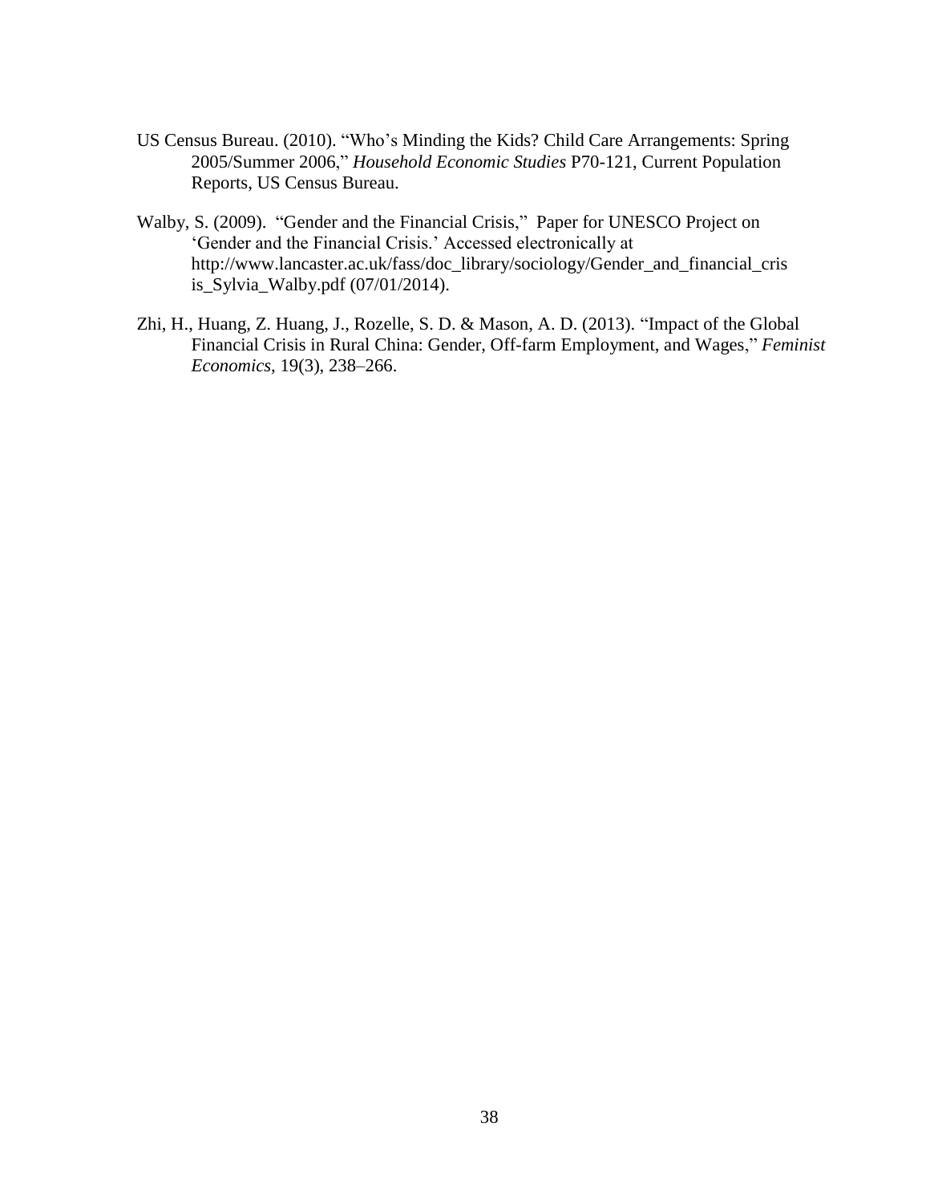US Census Bureau. (2010). "Who's Minding the Kids? Child Care Arrangements: Spring 2005/Summer 2006," *Household Economic Studies* P70-121, Current Population Reports, US Census Bureau.

Walby, S. (2009). "Gender and the Financial Crisis," Paper for UNESCO Project on 'Gender and the Financial Crisis.' Accessed electronically at http://www.lancaster.ac.uk/fass/doc_library/sociology/Gender_and_financial_crisis_Sylvia_Walby.pdf (07/01/2014).

Zhi, H., Huang, Z. Huang, J., Rozelle, S. D. & Mason, A. D. (2013). "Impact of the Global Financial Crisis in Rural China: Gender, Off-farm Employment, and Wages," *Feminist Economics*, 19(3), 238–266.